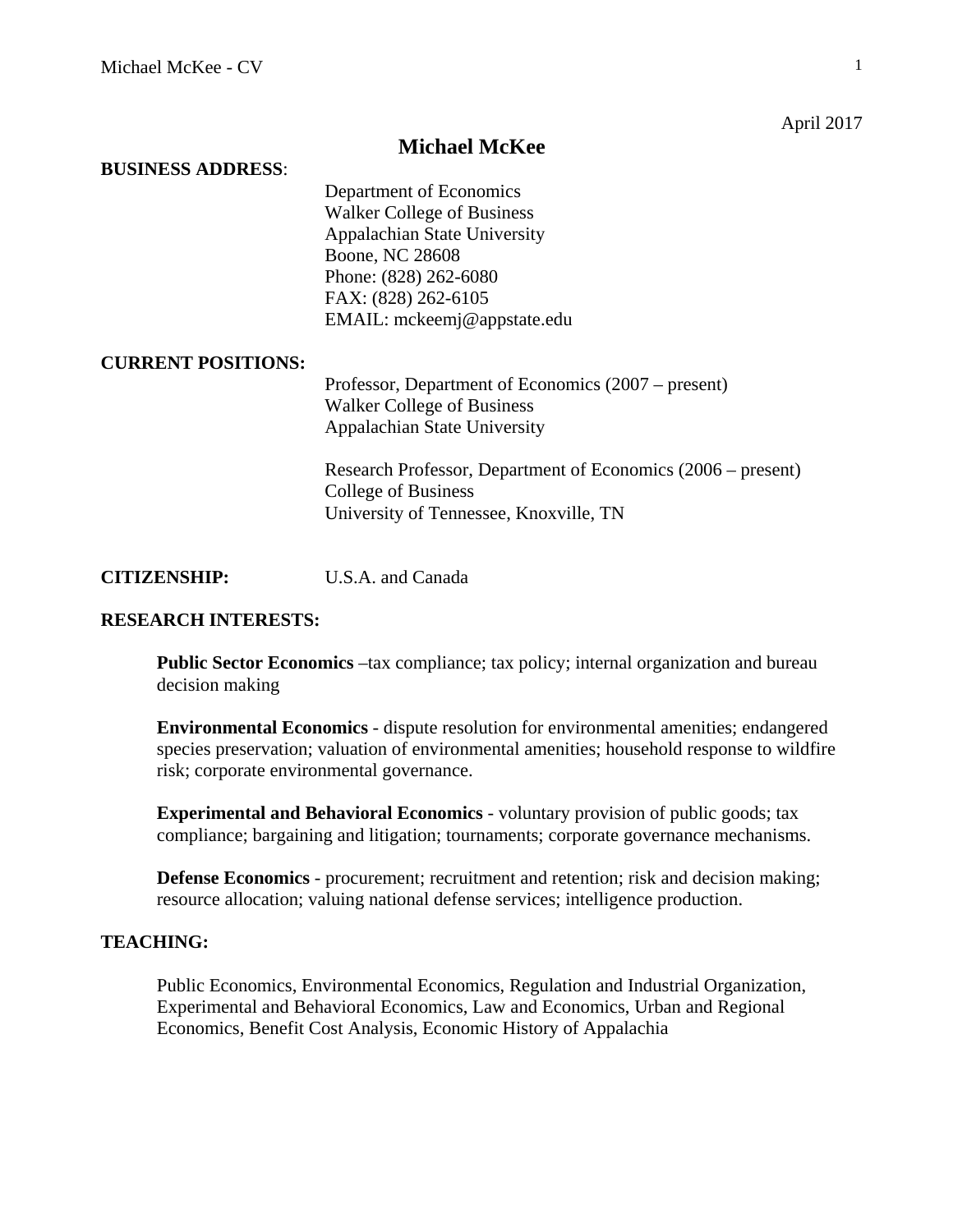April 2017

# Michael McKee

**BUSINESS ADDRESS**:

Department of Economics
Walker College of Business
Appalachian State University
Boone, NC 28608
Phone: (828) 262-6080
FAX: (828) 262-6105
EMAIL: mckeemj@appstate.edu

**CURRENT POSITIONS:**

Professor, Department of Economics (2007 – present)
Walker College of Business
Appalachian State University

Research Professor, Department of Economics (2006 – present)
College of Business
University of Tennessee, Knoxville, TN

**CITIZENSHIP:** U.S.A. and Canada

**RESEARCH INTERESTS:**

**Public Sector Economics** –tax compliance; tax policy; internal organization and bureau decision making

**Environmental Economics** - dispute resolution for environmental amenities; endangered species preservation; valuation of environmental amenities; household response to wildfire risk; corporate environmental governance.

**Experimental and Behavioral Economics** - voluntary provision of public goods; tax compliance; bargaining and litigation; tournaments; corporate governance mechanisms.

**Defense Economics** - procurement; recruitment and retention; risk and decision making; resource allocation; valuing national defense services; intelligence production.

**TEACHING:**

Public Economics, Environmental Economics, Regulation and Industrial Organization, Experimental and Behavioral Economics, Law and Economics, Urban and Regional Economics, Benefit Cost Analysis, Economic History of Appalachia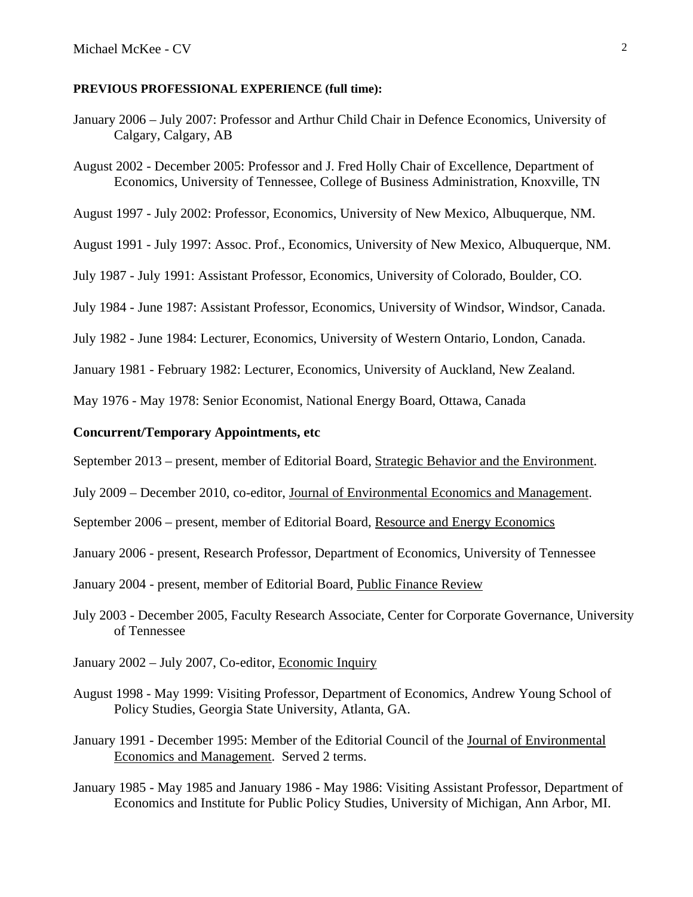**PREVIOUS PROFESSIONAL EXPERIENCE (full time):**

January 2006 – July 2007: Professor and Arthur Child Chair in Defence Economics, University of Calgary, Calgary, AB

August 2002 - December 2005: Professor and J. Fred Holly Chair of Excellence, Department of Economics, University of Tennessee, College of Business Administration, Knoxville, TN

August 1997 - July 2002: Professor, Economics, University of New Mexico, Albuquerque, NM.

August 1991 - July 1997: Assoc. Prof., Economics, University of New Mexico, Albuquerque, NM.

July 1987 - July 1991: Assistant Professor, Economics, University of Colorado, Boulder, CO.

July 1984 - June 1987: Assistant Professor, Economics, University of Windsor, Windsor, Canada.

July 1982 - June 1984: Lecturer, Economics, University of Western Ontario, London, Canada.

January 1981 - February 1982: Lecturer, Economics, University of Auckland, New Zealand.

May 1976 - May 1978: Senior Economist, National Energy Board, Ottawa, Canada

**Concurrent/Temporary Appointments, etc**

September 2013 – present, member of Editorial Board, Strategic Behavior and the Environment.

July 2009 – December 2010, co-editor, Journal of Environmental Economics and Management.

September 2006 – present, member of Editorial Board, Resource and Energy Economics

January 2006 - present, Research Professor, Department of Economics, University of Tennessee

January 2004 - present, member of Editorial Board, Public Finance Review

July 2003 - December 2005, Faculty Research Associate, Center for Corporate Governance, University of Tennessee

January 2002 – July 2007, Co-editor, Economic Inquiry

August 1998 - May 1999: Visiting Professor, Department of Economics, Andrew Young School of Policy Studies, Georgia State University, Atlanta, GA.

January 1991 - December 1995: Member of the Editorial Council of the Journal of Environmental Economics and Management. Served 2 terms.

January 1985 - May 1985 and January 1986 - May 1986: Visiting Assistant Professor, Department of Economics and Institute for Public Policy Studies, University of Michigan, Ann Arbor, MI.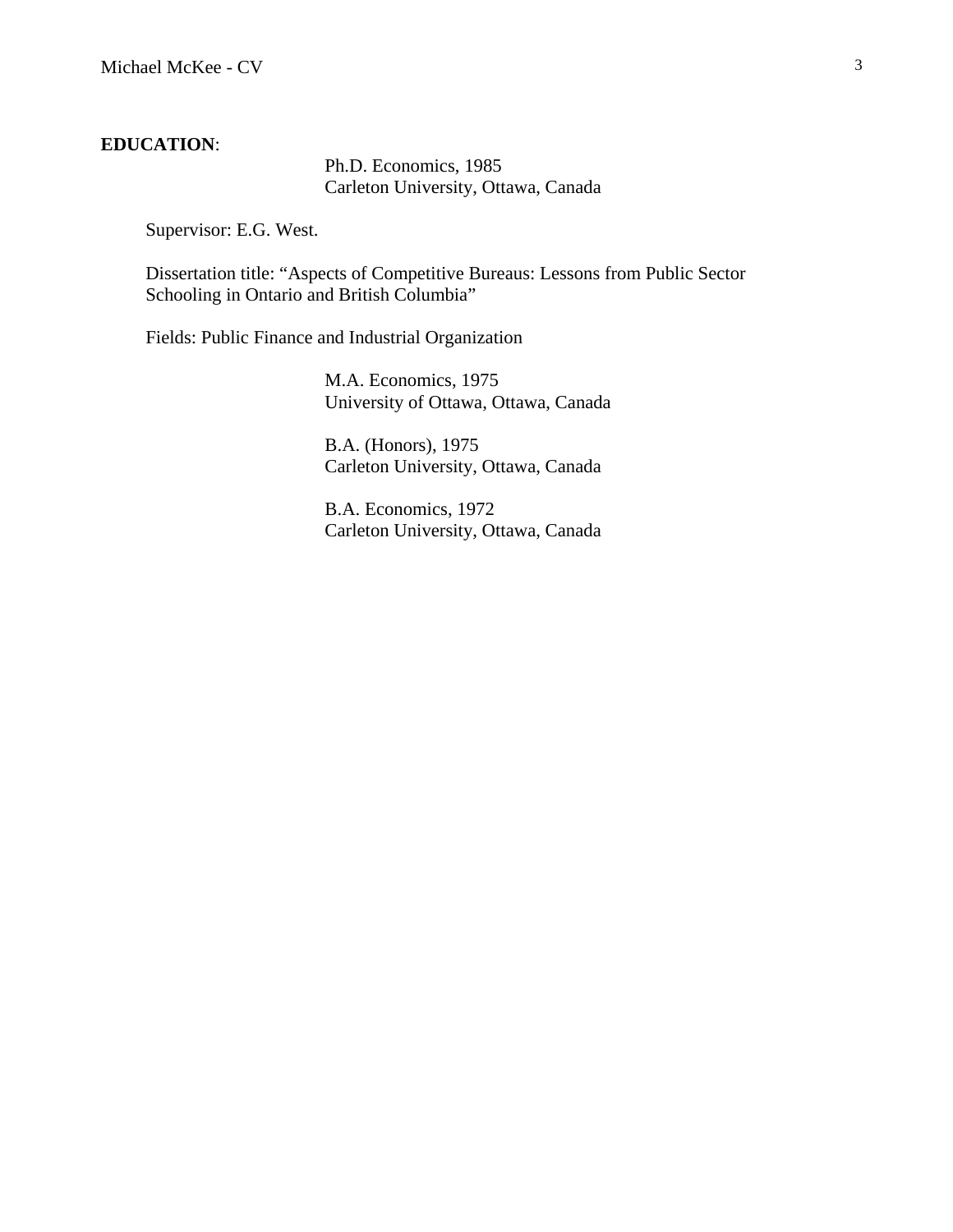**EDUCATION**:

Ph.D. Economics, 1985
Carleton University, Ottawa, Canada

Supervisor: E.G. West.

Dissertation title: "Aspects of Competitive Bureaus: Lessons from Public Sector Schooling in Ontario and British Columbia"

Fields: Public Finance and Industrial Organization

M.A. Economics, 1975
University of Ottawa, Ottawa, Canada

B.A. (Honors), 1975
Carleton University, Ottawa, Canada

B.A. Economics, 1972
Carleton University, Ottawa, Canada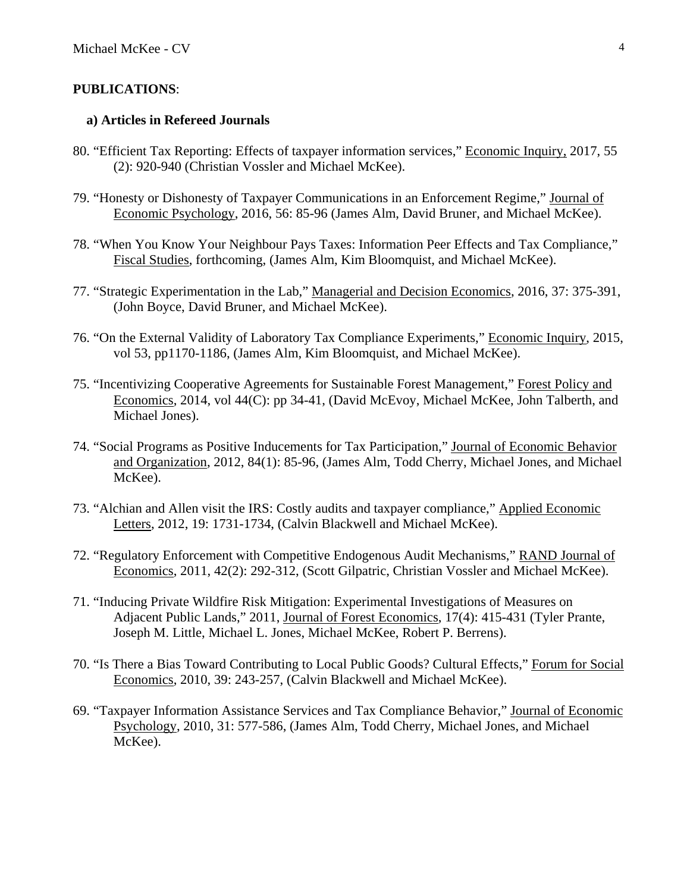**PUBLICATIONS**:

**a) Articles in Refereed Journals**

80. "Efficient Tax Reporting: Effects of taxpayer information services," Economic Inquiry, 2017, 55 (2): 920-940 (Christian Vossler and Michael McKee).

79. "Honesty or Dishonesty of Taxpayer Communications in an Enforcement Regime," Journal of Economic Psychology, 2016, 56: 85-96 (James Alm, David Bruner, and Michael McKee).

78. "When You Know Your Neighbour Pays Taxes: Information Peer Effects and Tax Compliance," Fiscal Studies, forthcoming, (James Alm, Kim Bloomquist, and Michael McKee).

77. "Strategic Experimentation in the Lab," Managerial and Decision Economics, 2016, 37: 375-391, (John Boyce, David Bruner, and Michael McKee).

76. "On the External Validity of Laboratory Tax Compliance Experiments," Economic Inquiry, 2015, vol 53, pp1170-1186, (James Alm, Kim Bloomquist, and Michael McKee).

75. "Incentivizing Cooperative Agreements for Sustainable Forest Management," Forest Policy and Economics, 2014, vol 44(C): pp 34-41, (David McEvoy, Michael McKee, John Talberth, and Michael Jones).

74. "Social Programs as Positive Inducements for Tax Participation," Journal of Economic Behavior and Organization, 2012, 84(1): 85-96, (James Alm, Todd Cherry, Michael Jones, and Michael McKee).

73. "Alchian and Allen visit the IRS: Costly audits and taxpayer compliance," Applied Economic Letters, 2012, 19: 1731-1734, (Calvin Blackwell and Michael McKee).

72. "Regulatory Enforcement with Competitive Endogenous Audit Mechanisms," RAND Journal of Economics, 2011, 42(2): 292-312, (Scott Gilpatric, Christian Vossler and Michael McKee).

71. "Inducing Private Wildfire Risk Mitigation: Experimental Investigations of Measures on Adjacent Public Lands," 2011, Journal of Forest Economics, 17(4): 415-431 (Tyler Prante, Joseph M. Little, Michael L. Jones, Michael McKee, Robert P. Berrens).

70. "Is There a Bias Toward Contributing to Local Public Goods? Cultural Effects," Forum for Social Economics, 2010, 39: 243-257, (Calvin Blackwell and Michael McKee).

69. "Taxpayer Information Assistance Services and Tax Compliance Behavior," Journal of Economic Psychology, 2010, 31: 577-586, (James Alm, Todd Cherry, Michael Jones, and Michael McKee).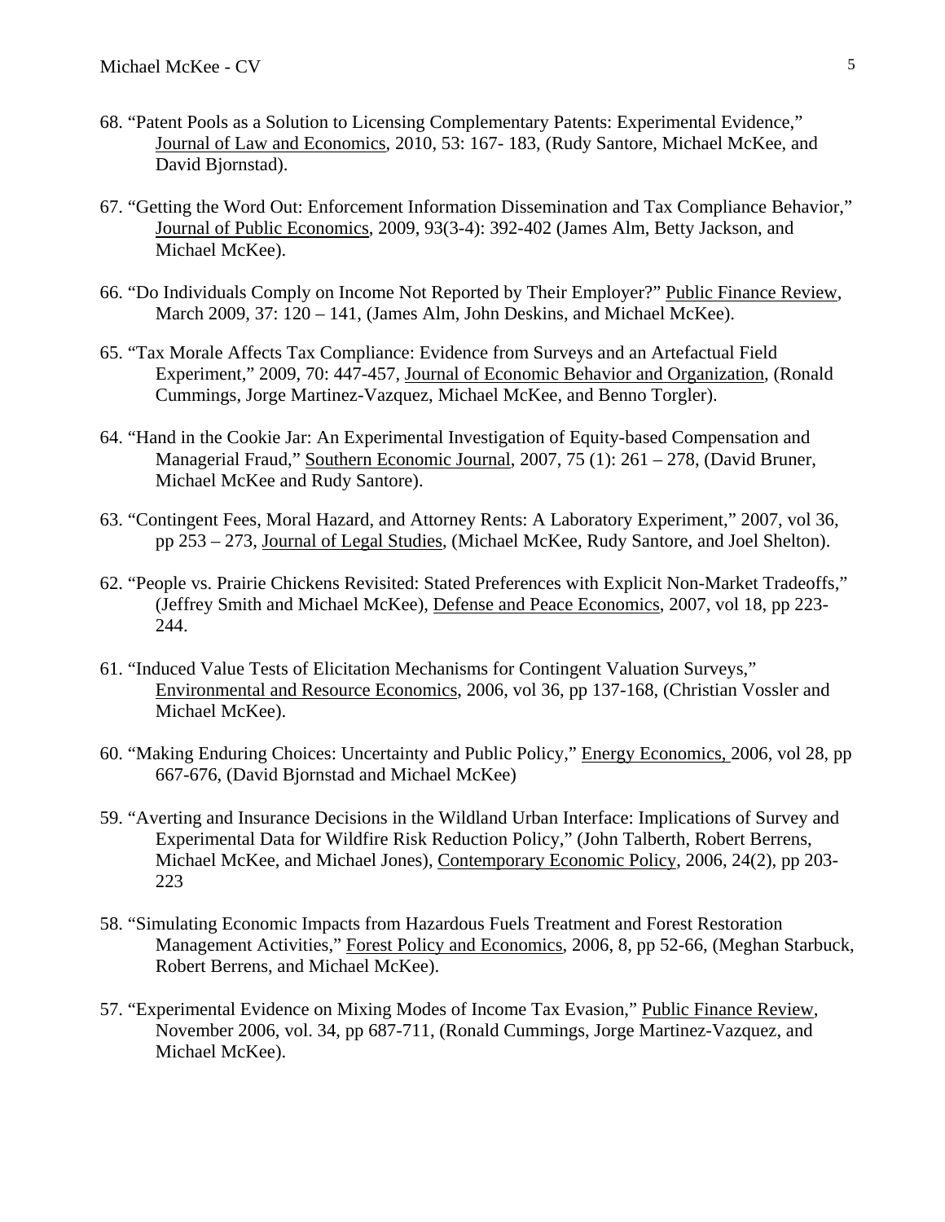68. “Patent Pools as a Solution to Licensing Complementary Patents: Experimental Evidence,” Journal of Law and Economics, 2010, 53: 167- 183, (Rudy Santore, Michael McKee, and David Bjornstad).

67. “Getting the Word Out: Enforcement Information Dissemination and Tax Compliance Behavior,” Journal of Public Economics, 2009, 93(3-4): 392-402 (James Alm, Betty Jackson, and Michael McKee).

66. “Do Individuals Comply on Income Not Reported by Their Employer?” Public Finance Review, March 2009, 37: 120 – 141, (James Alm, John Deskins, and Michael McKee).

65. “Tax Morale Affects Tax Compliance: Evidence from Surveys and an Artefactual Field Experiment,” 2009, 70: 447-457, Journal of Economic Behavior and Organization, (Ronald Cummings, Jorge Martinez-Vazquez, Michael McKee, and Benno Torgler).

64. “Hand in the Cookie Jar: An Experimental Investigation of Equity-based Compensation and Managerial Fraud,” Southern Economic Journal, 2007, 75 (1): 261 – 278, (David Bruner, Michael McKee and Rudy Santore).

63. “Contingent Fees, Moral Hazard, and Attorney Rents: A Laboratory Experiment,” 2007, vol 36, pp 253 – 273, Journal of Legal Studies, (Michael McKee, Rudy Santore, and Joel Shelton).

62. “People vs. Prairie Chickens Revisited: Stated Preferences with Explicit Non-Market Tradeoffs,” (Jeffrey Smith and Michael McKee), Defense and Peace Economics, 2007, vol 18, pp 223-244.

61. “Induced Value Tests of Elicitation Mechanisms for Contingent Valuation Surveys,” Environmental and Resource Economics, 2006, vol 36, pp 137-168, (Christian Vossler and Michael McKee).

60. “Making Enduring Choices: Uncertainty and Public Policy,” Energy Economics, 2006, vol 28, pp 667-676, (David Bjornstad and Michael McKee)

59. “Averting and Insurance Decisions in the Wildland Urban Interface: Implications of Survey and Experimental Data for Wildfire Risk Reduction Policy,” (John Talberth, Robert Berrens, Michael McKee, and Michael Jones), Contemporary Economic Policy, 2006, 24(2), pp 203-223

58. “Simulating Economic Impacts from Hazardous Fuels Treatment and Forest Restoration Management Activities,” Forest Policy and Economics, 2006, 8, pp 52-66, (Meghan Starbuck, Robert Berrens, and Michael McKee).

57. “Experimental Evidence on Mixing Modes of Income Tax Evasion,” Public Finance Review, November 2006, vol. 34, pp 687-711, (Ronald Cummings, Jorge Martinez-Vazquez, and Michael McKee).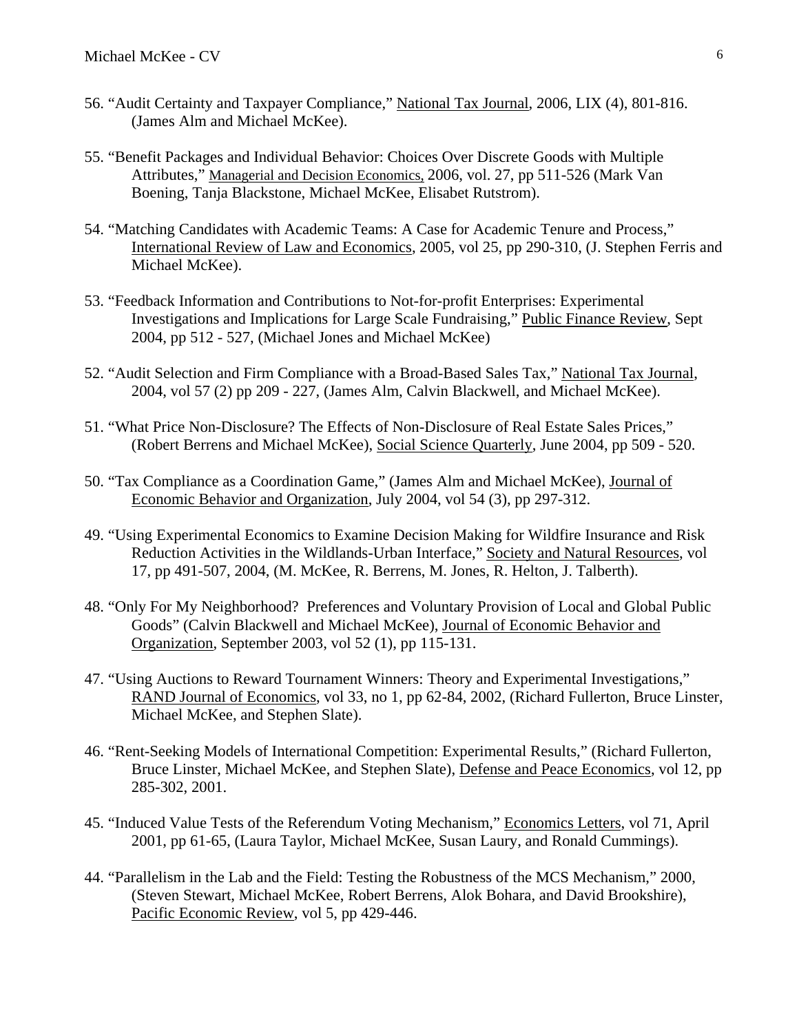56. "Audit Certainty and Taxpayer Compliance," National Tax Journal, 2006, LIX (4), 801-816. (James Alm and Michael McKee).

55. "Benefit Packages and Individual Behavior: Choices Over Discrete Goods with Multiple Attributes," Managerial and Decision Economics, 2006, vol. 27, pp 511-526 (Mark Van Boening, Tanja Blackstone, Michael McKee, Elisabet Rutstrom).

54. "Matching Candidates with Academic Teams: A Case for Academic Tenure and Process," International Review of Law and Economics, 2005, vol 25, pp 290-310, (J. Stephen Ferris and Michael McKee).

53. "Feedback Information and Contributions to Not-for-profit Enterprises: Experimental Investigations and Implications for Large Scale Fundraising," Public Finance Review, Sept 2004, pp 512 - 527, (Michael Jones and Michael McKee)

52. "Audit Selection and Firm Compliance with a Broad-Based Sales Tax," National Tax Journal, 2004, vol 57 (2) pp 209 - 227, (James Alm, Calvin Blackwell, and Michael McKee).

51. "What Price Non-Disclosure? The Effects of Non-Disclosure of Real Estate Sales Prices," (Robert Berrens and Michael McKee), Social Science Quarterly, June 2004, pp 509 - 520.

50. "Tax Compliance as a Coordination Game," (James Alm and Michael McKee), Journal of Economic Behavior and Organization, July 2004, vol 54 (3), pp 297-312.

49. "Using Experimental Economics to Examine Decision Making for Wildfire Insurance and Risk Reduction Activities in the Wildlands-Urban Interface," Society and Natural Resources, vol 17, pp 491-507, 2004, (M. McKee, R. Berrens, M. Jones, R. Helton, J. Talberth).

48. "Only For My Neighborhood? Preferences and Voluntary Provision of Local and Global Public Goods" (Calvin Blackwell and Michael McKee), Journal of Economic Behavior and Organization, September 2003, vol 52 (1), pp 115-131.

47. "Using Auctions to Reward Tournament Winners: Theory and Experimental Investigations," RAND Journal of Economics, vol 33, no 1, pp 62-84, 2002, (Richard Fullerton, Bruce Linster, Michael McKee, and Stephen Slate).

46. "Rent-Seeking Models of International Competition: Experimental Results," (Richard Fullerton, Bruce Linster, Michael McKee, and Stephen Slate), Defense and Peace Economics, vol 12, pp 285-302, 2001.

45. "Induced Value Tests of the Referendum Voting Mechanism," Economics Letters, vol 71, April 2001, pp 61-65, (Laura Taylor, Michael McKee, Susan Laury, and Ronald Cummings).

44. "Parallelism in the Lab and the Field: Testing the Robustness of the MCS Mechanism," 2000, (Steven Stewart, Michael McKee, Robert Berrens, Alok Bohara, and David Brookshire), Pacific Economic Review, vol 5, pp 429-446.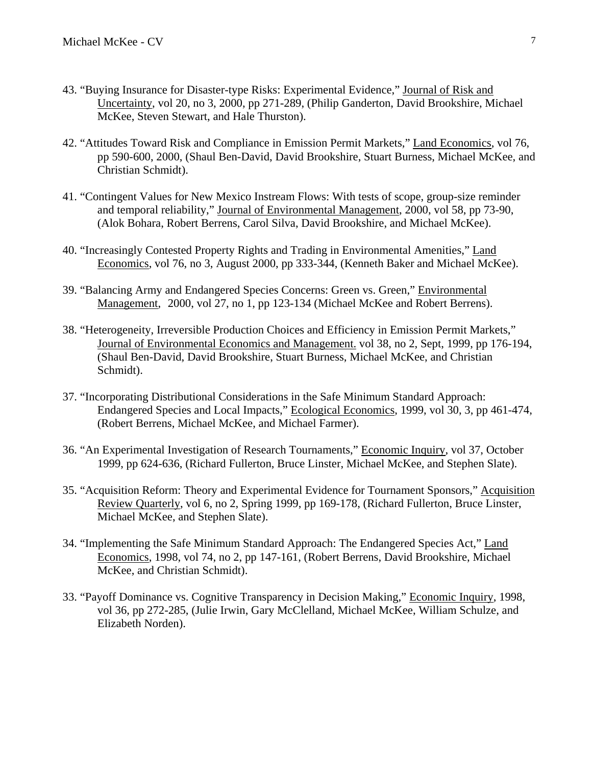43. “Buying Insurance for Disaster-type Risks: Experimental Evidence,” Journal of Risk and Uncertainty, vol 20, no 3, 2000, pp 271-289, (Philip Ganderton, David Brookshire, Michael McKee, Steven Stewart, and Hale Thurston).

42. “Attitudes Toward Risk and Compliance in Emission Permit Markets,” Land Economics, vol 76, pp 590-600, 2000, (Shaul Ben-David, David Brookshire, Stuart Burness, Michael McKee, and Christian Schmidt).

41. “Contingent Values for New Mexico Instream Flows: With tests of scope, group-size reminder and temporal reliability,” Journal of Environmental Management, 2000, vol 58, pp 73-90, (Alok Bohara, Robert Berrens, Carol Silva, David Brookshire, and Michael McKee).

40. “Increasingly Contested Property Rights and Trading in Environmental Amenities,” Land Economics, vol 76, no 3, August 2000, pp 333-344, (Kenneth Baker and Michael McKee).

39. “Balancing Army and Endangered Species Concerns: Green vs. Green,” Environmental Management, 2000, vol 27, no 1, pp 123-134 (Michael McKee and Robert Berrens).

38. “Heterogeneity, Irreversible Production Choices and Efficiency in Emission Permit Markets,” Journal of Environmental Economics and Management. vol 38, no 2, Sept, 1999, pp 176-194, (Shaul Ben-David, David Brookshire, Stuart Burness, Michael McKee, and Christian Schmidt).

37. “Incorporating Distributional Considerations in the Safe Minimum Standard Approach: Endangered Species and Local Impacts,” Ecological Economics, 1999, vol 30, 3, pp 461-474, (Robert Berrens, Michael McKee, and Michael Farmer).

36. “An Experimental Investigation of Research Tournaments,” Economic Inquiry, vol 37, October 1999, pp 624-636, (Richard Fullerton, Bruce Linster, Michael McKee, and Stephen Slate).

35. “Acquisition Reform: Theory and Experimental Evidence for Tournament Sponsors,” Acquisition Review Quarterly, vol 6, no 2, Spring 1999, pp 169-178, (Richard Fullerton, Bruce Linster, Michael McKee, and Stephen Slate).

34. “Implementing the Safe Minimum Standard Approach: The Endangered Species Act,” Land Economics, 1998, vol 74, no 2, pp 147-161, (Robert Berrens, David Brookshire, Michael McKee, and Christian Schmidt).

33. “Payoff Dominance vs. Cognitive Transparency in Decision Making,” Economic Inquiry, 1998, vol 36, pp 272-285, (Julie Irwin, Gary McClelland, Michael McKee, William Schulze, and Elizabeth Norden).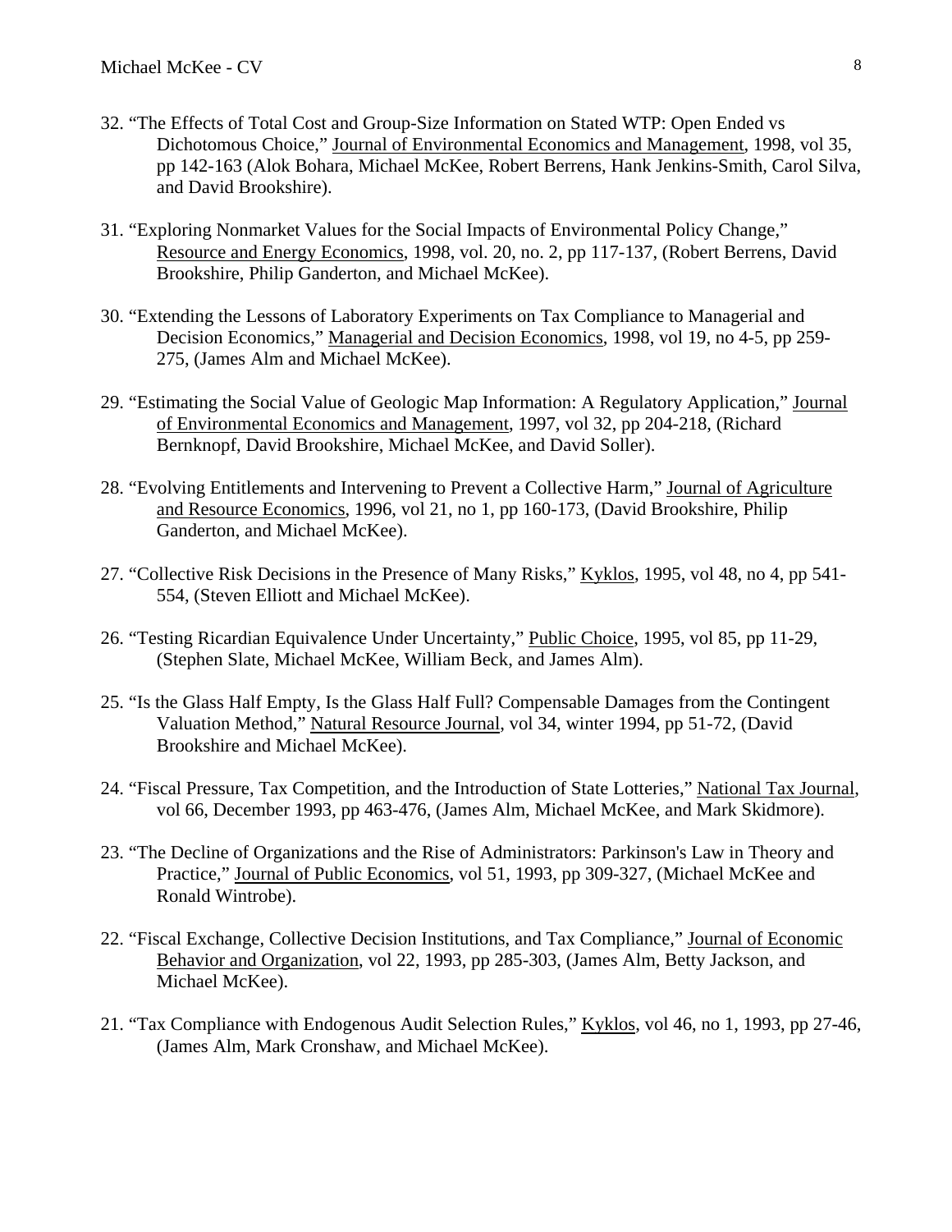32. “The Effects of Total Cost and Group-Size Information on Stated WTP: Open Ended vs Dichotomous Choice,” Journal of Environmental Economics and Management, 1998, vol 35, pp 142-163 (Alok Bohara, Michael McKee, Robert Berrens, Hank Jenkins-Smith, Carol Silva, and David Brookshire).

31. “Exploring Nonmarket Values for the Social Impacts of Environmental Policy Change,” Resource and Energy Economics, 1998, vol. 20, no. 2, pp 117-137, (Robert Berrens, David Brookshire, Philip Ganderton, and Michael McKee).

30. “Extending the Lessons of Laboratory Experiments on Tax Compliance to Managerial and Decision Economics,” Managerial and Decision Economics, 1998, vol 19, no 4-5, pp 259-275, (James Alm and Michael McKee).

29. “Estimating the Social Value of Geologic Map Information: A Regulatory Application,” Journal of Environmental Economics and Management, 1997, vol 32, pp 204-218, (Richard Bernknopf, David Brookshire, Michael McKee, and David Soller).

28. “Evolving Entitlements and Intervening to Prevent a Collective Harm,” Journal of Agriculture and Resource Economics, 1996, vol 21, no 1, pp 160-173, (David Brookshire, Philip Ganderton, and Michael McKee).

27. “Collective Risk Decisions in the Presence of Many Risks,” Kyklos, 1995, vol 48, no 4, pp 541-554, (Steven Elliott and Michael McKee).

26. “Testing Ricardian Equivalence Under Uncertainty,” Public Choice, 1995, vol 85, pp 11-29, (Stephen Slate, Michael McKee, William Beck, and James Alm).

25. “Is the Glass Half Empty, Is the Glass Half Full? Compensable Damages from the Contingent Valuation Method,” Natural Resource Journal, vol 34, winter 1994, pp 51-72, (David Brookshire and Michael McKee).

24. “Fiscal Pressure, Tax Competition, and the Introduction of State Lotteries,” National Tax Journal, vol 66, December 1993, pp 463-476, (James Alm, Michael McKee, and Mark Skidmore).

23. “The Decline of Organizations and the Rise of Administrators: Parkinson's Law in Theory and Practice,” Journal of Public Economics, vol 51, 1993, pp 309-327, (Michael McKee and Ronald Wintrobe).

22. “Fiscal Exchange, Collective Decision Institutions, and Tax Compliance,” Journal of Economic Behavior and Organization, vol 22, 1993, pp 285-303, (James Alm, Betty Jackson, and Michael McKee).

21. “Tax Compliance with Endogenous Audit Selection Rules,” Kyklos, vol 46, no 1, 1993, pp 27-46, (James Alm, Mark Cronshaw, and Michael McKee).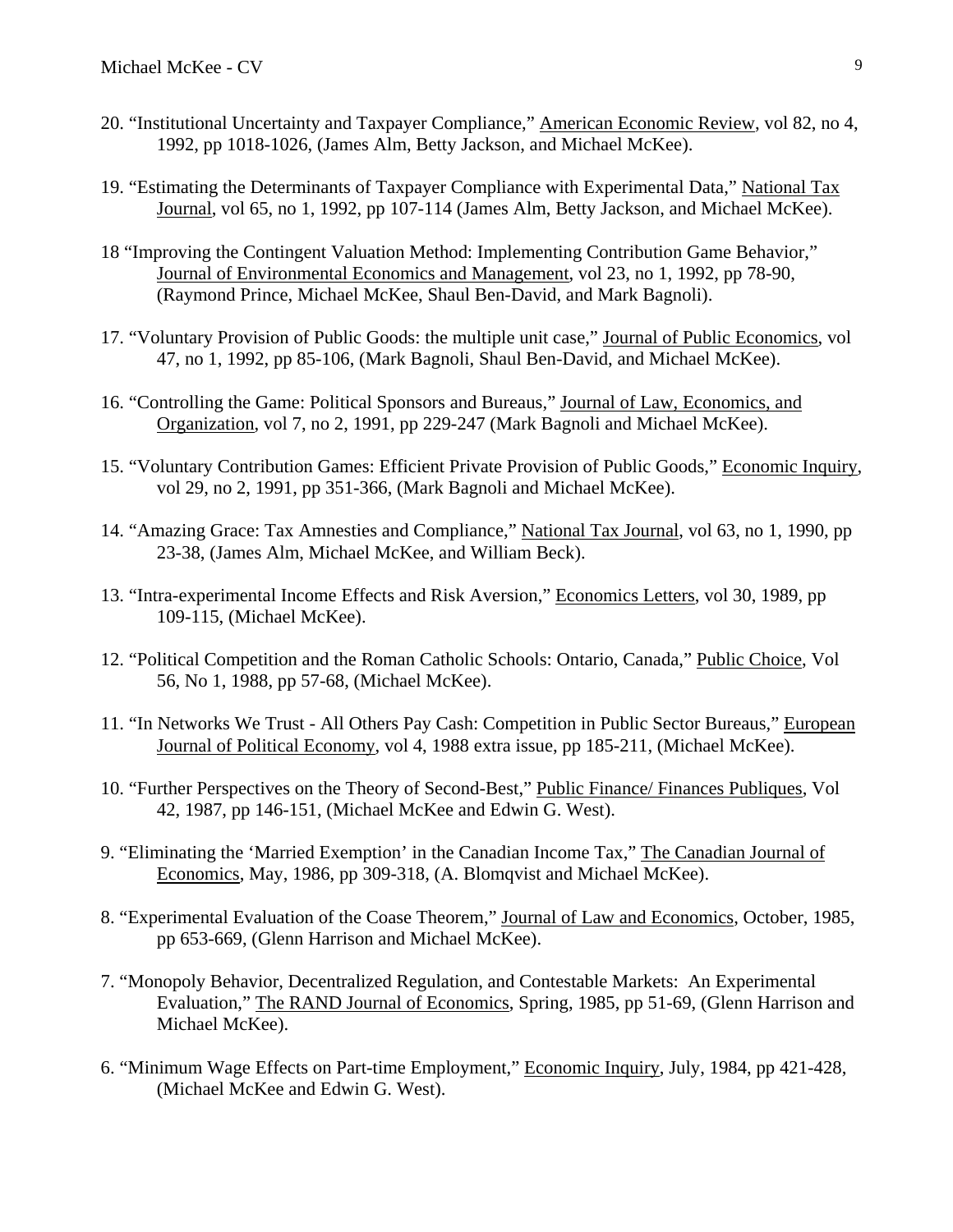20. "Institutional Uncertainty and Taxpayer Compliance," American Economic Review, vol 82, no 4, 1992, pp 1018-1026, (James Alm, Betty Jackson, and Michael McKee).

19. "Estimating the Determinants of Taxpayer Compliance with Experimental Data," National Tax Journal, vol 65, no 1, 1992, pp 107-114 (James Alm, Betty Jackson, and Michael McKee).

18 "Improving the Contingent Valuation Method: Implementing Contribution Game Behavior," Journal of Environmental Economics and Management, vol 23, no 1, 1992, pp 78-90, (Raymond Prince, Michael McKee, Shaul Ben-David, and Mark Bagnoli).

17. "Voluntary Provision of Public Goods: the multiple unit case," Journal of Public Economics, vol 47, no 1, 1992, pp 85-106, (Mark Bagnoli, Shaul Ben-David, and Michael McKee).

16. "Controlling the Game: Political Sponsors and Bureaus," Journal of Law, Economics, and Organization, vol 7, no 2, 1991, pp 229-247 (Mark Bagnoli and Michael McKee).

15. "Voluntary Contribution Games: Efficient Private Provision of Public Goods," Economic Inquiry, vol 29, no 2, 1991, pp 351-366, (Mark Bagnoli and Michael McKee).

14. "Amazing Grace: Tax Amnesties and Compliance," National Tax Journal, vol 63, no 1, 1990, pp 23-38, (James Alm, Michael McKee, and William Beck).

13. "Intra-experimental Income Effects and Risk Aversion," Economics Letters, vol 30, 1989, pp 109-115, (Michael McKee).

12. "Political Competition and the Roman Catholic Schools: Ontario, Canada," Public Choice, Vol 56, No 1, 1988, pp 57-68, (Michael McKee).

11. "In Networks We Trust - All Others Pay Cash: Competition in Public Sector Bureaus," European Journal of Political Economy, vol 4, 1988 extra issue, pp 185-211, (Michael McKee).

10. "Further Perspectives on the Theory of Second-Best," Public Finance/ Finances Publiques, Vol 42, 1987, pp 146-151, (Michael McKee and Edwin G. West).

9. "Eliminating the 'Married Exemption' in the Canadian Income Tax," The Canadian Journal of Economics, May, 1986, pp 309-318, (A. Blomqvist and Michael McKee).

8. "Experimental Evaluation of the Coase Theorem," Journal of Law and Economics, October, 1985, pp 653-669, (Glenn Harrison and Michael McKee).

7. "Monopoly Behavior, Decentralized Regulation, and Contestable Markets: An Experimental Evaluation," The RAND Journal of Economics, Spring, 1985, pp 51-69, (Glenn Harrison and Michael McKee).

6. "Minimum Wage Effects on Part-time Employment," Economic Inquiry, July, 1984, pp 421-428, (Michael McKee and Edwin G. West).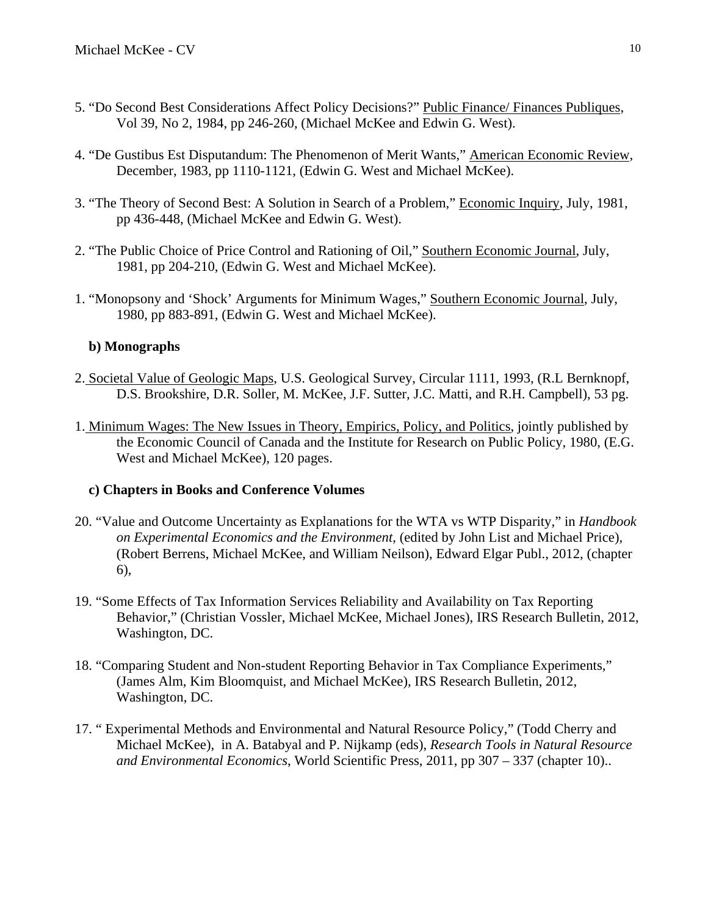5. “Do Second Best Considerations Affect Policy Decisions?” Public Finance/ Finances Publiques, Vol 39, No 2, 1984, pp 246-260, (Michael McKee and Edwin G. West).

4. “De Gustibus Est Disputandum: The Phenomenon of Merit Wants,” American Economic Review, December, 1983, pp 1110-1121, (Edwin G. West and Michael McKee).

3. “The Theory of Second Best: A Solution in Search of a Problem,” Economic Inquiry, July, 1981, pp 436-448, (Michael McKee and Edwin G. West).

2. “The Public Choice of Price Control and Rationing of Oil,” Southern Economic Journal, July, 1981, pp 204-210, (Edwin G. West and Michael McKee).

1. “Monopsony and ‘Shock’ Arguments for Minimum Wages,” Southern Economic Journal, July, 1980, pp 883-891, (Edwin G. West and Michael McKee).

**b) Monographs**

2. Societal Value of Geologic Maps, U.S. Geological Survey, Circular 1111, 1993, (R.L Bernknopf, D.S. Brookshire, D.R. Soller, M. McKee, J.F. Sutter, J.C. Matti, and R.H. Campbell), 53 pg.

1. Minimum Wages: The New Issues in Theory, Empirics, Policy, and Politics, jointly published by the Economic Council of Canada and the Institute for Research on Public Policy, 1980, (E.G. West and Michael McKee), 120 pages.

**c) Chapters in Books and Conference Volumes**

20. “Value and Outcome Uncertainty as Explanations for the WTA vs WTP Disparity,” in *Handbook on Experimental Economics and the Environment*, (edited by John List and Michael Price), (Robert Berrens, Michael McKee, and William Neilson), Edward Elgar Publ., 2012, (chapter 6),

19. “Some Effects of Tax Information Services Reliability and Availability on Tax Reporting Behavior,” (Christian Vossler, Michael McKee, Michael Jones), IRS Research Bulletin, 2012, Washington, DC.

18. “Comparing Student and Non-student Reporting Behavior in Tax Compliance Experiments,” (James Alm, Kim Bloomquist, and Michael McKee), IRS Research Bulletin, 2012, Washington, DC.

17. “ Experimental Methods and Environmental and Natural Resource Policy,” (Todd Cherry and Michael McKee), in A. Batabyal and P. Nijkamp (eds), *Research Tools in Natural Resource and Environmental Economics*, World Scientific Press, 2011, pp 307 – 337 (chapter 10)..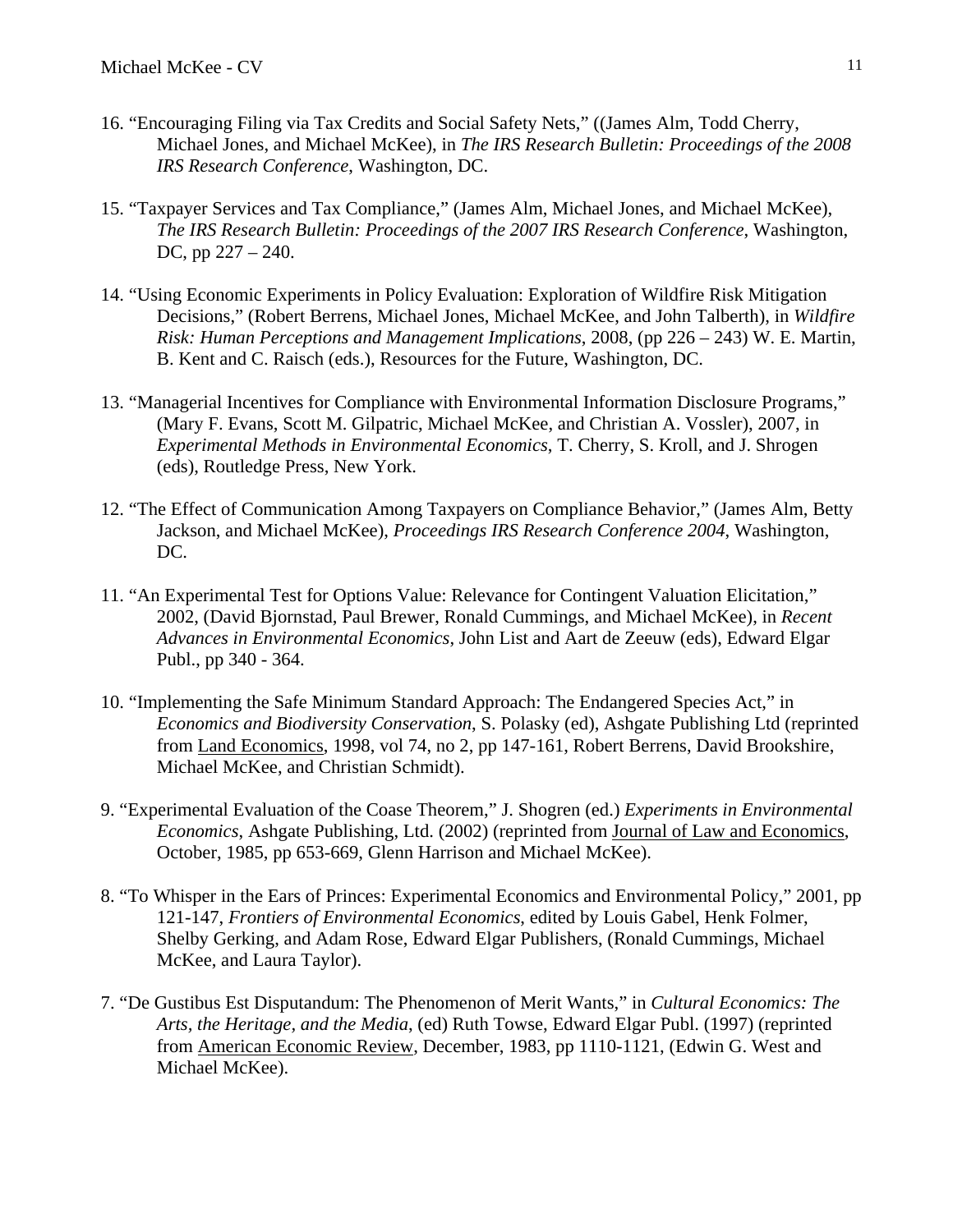16. "Encouraging Filing via Tax Credits and Social Safety Nets," ((James Alm, Todd Cherry, Michael Jones, and Michael McKee), in *The IRS Research Bulletin: Proceedings of the 2008 IRS Research Conference*, Washington, DC.

15. "Taxpayer Services and Tax Compliance," (James Alm, Michael Jones, and Michael McKee), *The IRS Research Bulletin: Proceedings of the 2007 IRS Research Conference*, Washington, DC, pp 227 – 240.

14. "Using Economic Experiments in Policy Evaluation: Exploration of Wildfire Risk Mitigation Decisions," (Robert Berrens, Michael Jones, Michael McKee, and John Talberth), in *Wildfire Risk: Human Perceptions and Management Implications*, 2008, (pp 226 – 243) W. E. Martin, B. Kent and C. Raisch (eds.), Resources for the Future, Washington, DC.

13. "Managerial Incentives for Compliance with Environmental Information Disclosure Programs," (Mary F. Evans, Scott M. Gilpatric, Michael McKee, and Christian A. Vossler), 2007, in *Experimental Methods in Environmental Economics*, T. Cherry, S. Kroll, and J. Shrogen (eds), Routledge Press, New York.

12. "The Effect of Communication Among Taxpayers on Compliance Behavior," (James Alm, Betty Jackson, and Michael McKee), *Proceedings IRS Research Conference 2004*, Washington, DC.

11. "An Experimental Test for Options Value: Relevance for Contingent Valuation Elicitation," 2002, (David Bjornstad, Paul Brewer, Ronald Cummings, and Michael McKee), in *Recent Advances in Environmental Economics*, John List and Aart de Zeeuw (eds), Edward Elgar Publ., pp 340 - 364.

10. "Implementing the Safe Minimum Standard Approach: The Endangered Species Act," in *Economics and Biodiversity Conservation*, S. Polasky (ed), Ashgate Publishing Ltd (reprinted from Land Economics, 1998, vol 74, no 2, pp 147-161, Robert Berrens, David Brookshire, Michael McKee, and Christian Schmidt).

9. "Experimental Evaluation of the Coase Theorem," J. Shogren (ed.) *Experiments in Environmental Economics*, Ashgate Publishing, Ltd. (2002) (reprinted from Journal of Law and Economics, October, 1985, pp 653-669, Glenn Harrison and Michael McKee).

8. "To Whisper in the Ears of Princes: Experimental Economics and Environmental Policy," 2001, pp 121-147, *Frontiers of Environmental Economics*, edited by Louis Gabel, Henk Folmer, Shelby Gerking, and Adam Rose, Edward Elgar Publishers, (Ronald Cummings, Michael McKee, and Laura Taylor).

7. "De Gustibus Est Disputandum: The Phenomenon of Merit Wants," in *Cultural Economics: The Arts, the Heritage, and the Media*, (ed) Ruth Towse, Edward Elgar Publ. (1997) (reprinted from American Economic Review, December, 1983, pp 1110-1121, (Edwin G. West and Michael McKee).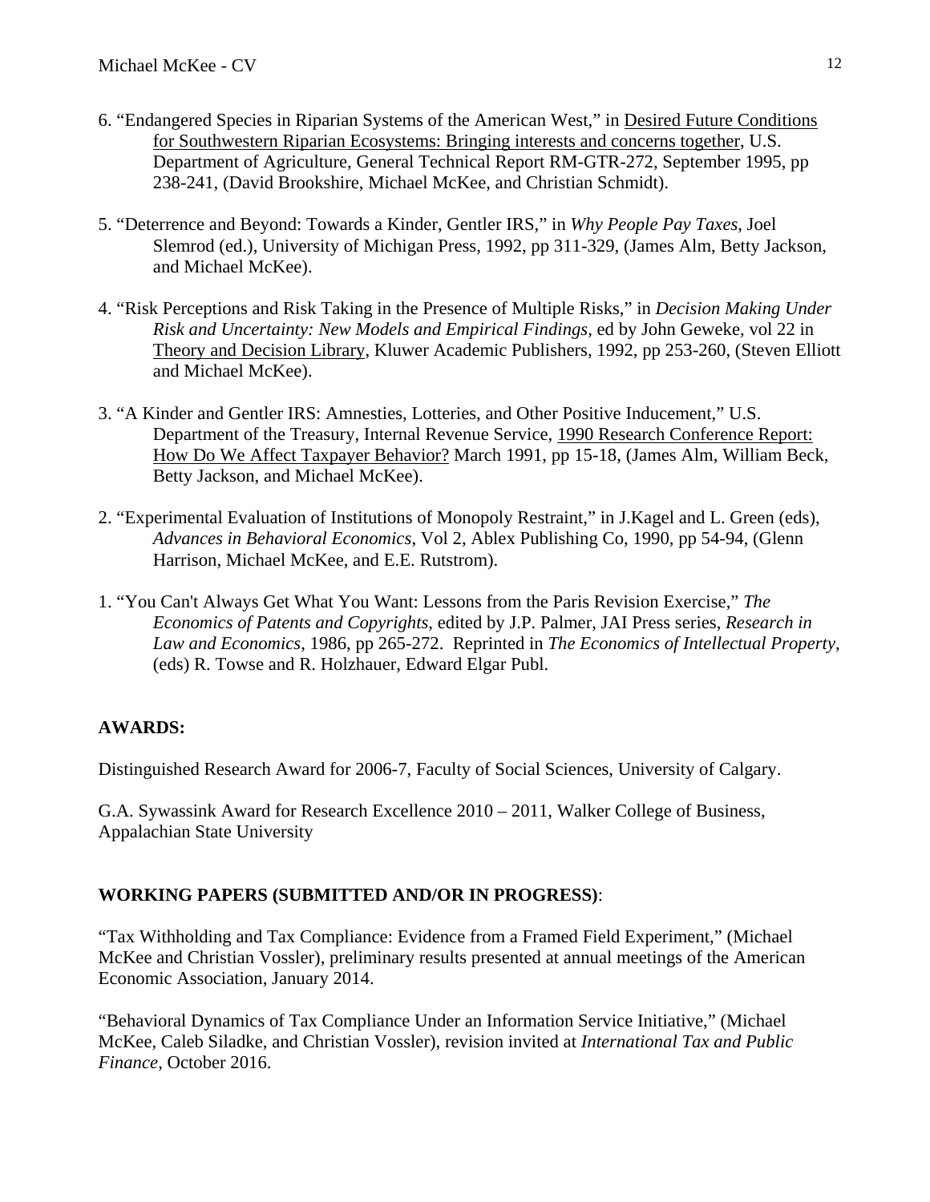6. "Endangered Species in Riparian Systems of the American West," in Desired Future Conditions for Southwestern Riparian Ecosystems: Bringing interests and concerns together, U.S. Department of Agriculture, General Technical Report RM-GTR-272, September 1995, pp 238-241, (David Brookshire, Michael McKee, and Christian Schmidt).

5. "Deterrence and Beyond: Towards a Kinder, Gentler IRS," in *Why People Pay Taxes*, Joel Slemrod (ed.), University of Michigan Press, 1992, pp 311-329, (James Alm, Betty Jackson, and Michael McKee).

4. "Risk Perceptions and Risk Taking in the Presence of Multiple Risks," in *Decision Making Under Risk and Uncertainty: New Models and Empirical Findings*, ed by John Geweke, vol 22 in Theory and Decision Library, Kluwer Academic Publishers, 1992, pp 253-260, (Steven Elliott and Michael McKee).

3. "A Kinder and Gentler IRS: Amnesties, Lotteries, and Other Positive Inducement," U.S. Department of the Treasury, Internal Revenue Service, 1990 Research Conference Report: How Do We Affect Taxpayer Behavior? March 1991, pp 15-18, (James Alm, William Beck, Betty Jackson, and Michael McKee).

2. "Experimental Evaluation of Institutions of Monopoly Restraint," in J.Kagel and L. Green (eds), *Advances in Behavioral Economics*, Vol 2, Ablex Publishing Co, 1990, pp 54-94, (Glenn Harrison, Michael McKee, and E.E. Rutstrom).

1. "You Can't Always Get What You Want: Lessons from the Paris Revision Exercise," *The Economics of Patents and Copyrights*, edited by J.P. Palmer, JAI Press series, *Research in Law and Economics*, 1986, pp 265-272. Reprinted in *The Economics of Intellectual Property*, (eds) R. Towse and R. Holzhauer, Edward Elgar Publ.

**AWARDS:**

Distinguished Research Award for 2006-7, Faculty of Social Sciences, University of Calgary.

G.A. Sywassink Award for Research Excellence 2010 – 2011, Walker College of Business, Appalachian State University

**WORKING PAPERS (SUBMITTED AND/OR IN PROGRESS)**:

"Tax Withholding and Tax Compliance: Evidence from a Framed Field Experiment," (Michael McKee and Christian Vossler), preliminary results presented at annual meetings of the American Economic Association, January 2014.

"Behavioral Dynamics of Tax Compliance Under an Information Service Initiative," (Michael McKee, Caleb Siladke, and Christian Vossler), revision invited at *International Tax and Public Finance*, October 2016.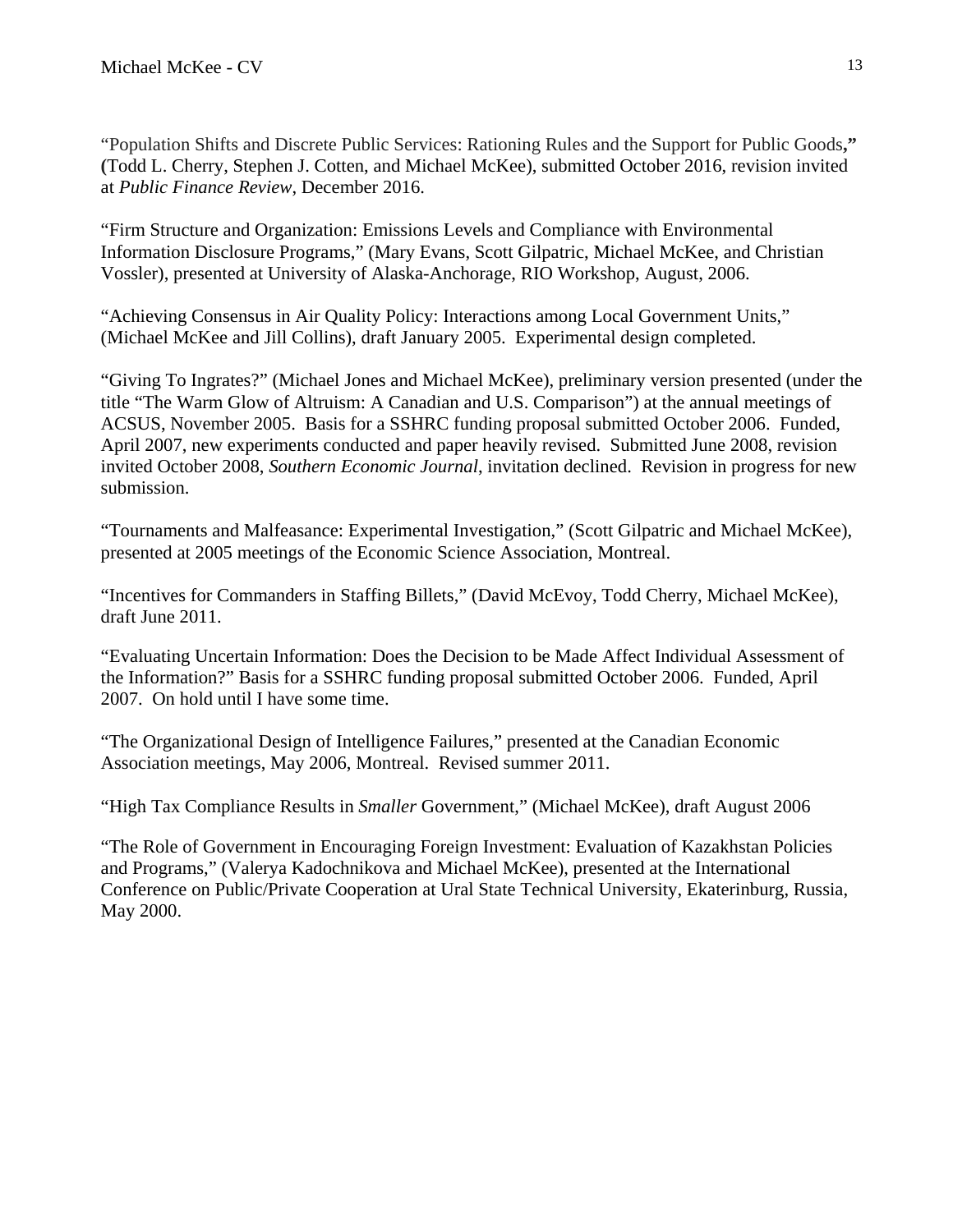“Population Shifts and Discrete Public Services: Rationing Rules and the Support for Public Goods,” (Todd L. Cherry, Stephen J. Cotten, and Michael McKee), submitted October 2016, revision invited at *Public Finance Review*, December 2016.

“Firm Structure and Organization: Emissions Levels and Compliance with Environmental Information Disclosure Programs,” (Mary Evans, Scott Gilpatric, Michael McKee, and Christian Vossler), presented at University of Alaska-Anchorage, RIO Workshop, August, 2006.

“Achieving Consensus in Air Quality Policy: Interactions among Local Government Units,” (Michael McKee and Jill Collins), draft January 2005. Experimental design completed.

“Giving To Ingrates?” (Michael Jones and Michael McKee), preliminary version presented (under the title “The Warm Glow of Altruism: A Canadian and U.S. Comparison”) at the annual meetings of ACSUS, November 2005. Basis for a SSHRC funding proposal submitted October 2006. Funded, April 2007, new experiments conducted and paper heavily revised. Submitted June 2008, revision invited October 2008, *Southern Economic Journal*, invitation declined. Revision in progress for new submission.

“Tournaments and Malfeasance: Experimental Investigation,” (Scott Gilpatric and Michael McKee), presented at 2005 meetings of the Economic Science Association, Montreal.

“Incentives for Commanders in Staffing Billets,” (David McEvoy, Todd Cherry, Michael McKee), draft June 2011.

“Evaluating Uncertain Information: Does the Decision to be Made Affect Individual Assessment of the Information?” Basis for a SSHRC funding proposal submitted October 2006. Funded, April 2007. On hold until I have some time.

“The Organizational Design of Intelligence Failures,” presented at the Canadian Economic Association meetings, May 2006, Montreal. Revised summer 2011.

“High Tax Compliance Results in *Smaller* Government,” (Michael McKee), draft August 2006

“The Role of Government in Encouraging Foreign Investment: Evaluation of Kazakhstan Policies and Programs,” (Valerya Kadochnikova and Michael McKee), presented at the International Conference on Public/Private Cooperation at Ural State Technical University, Ekaterinburg, Russia, May 2000.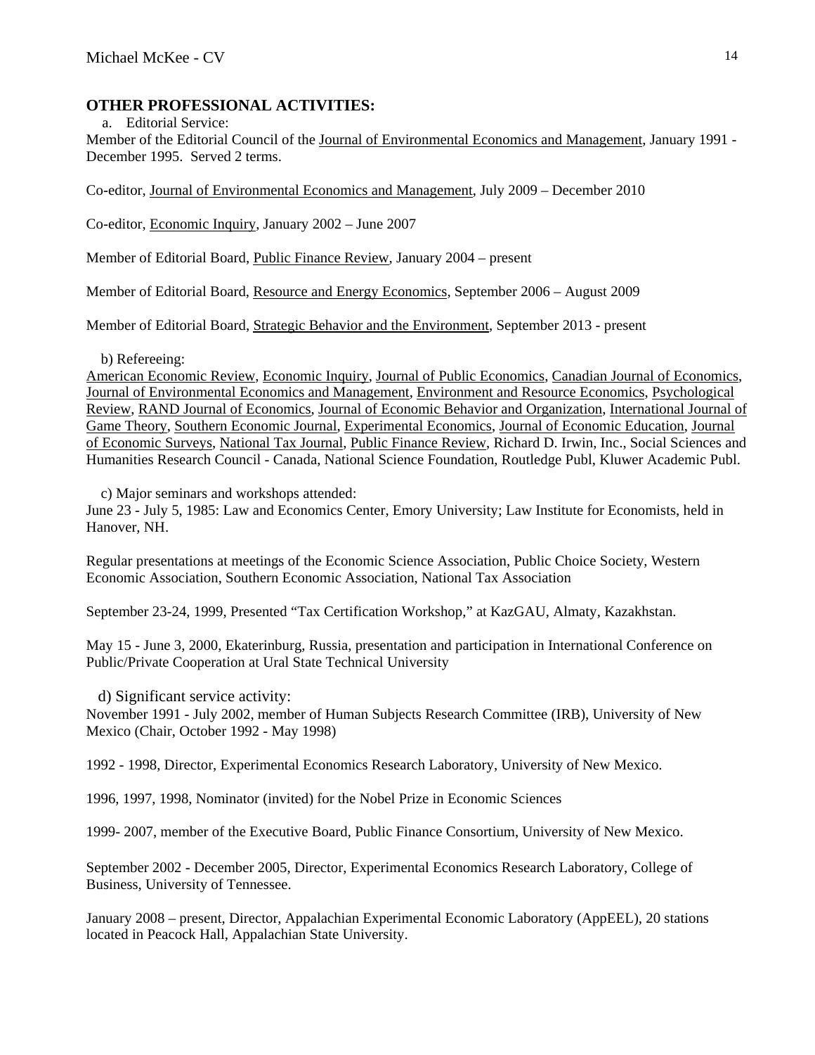## OTHER PROFESSIONAL ACTIVITIES:

a. Editorial Service:

Member of the Editorial Council of the Journal of Environmental Economics and Management, January 1991 - December 1995. Served 2 terms.

Co-editor, Journal of Environmental Economics and Management, July 2009 – December 2010

Co-editor, Economic Inquiry, January 2002 – June 2007

Member of Editorial Board, Public Finance Review, January 2004 – present

Member of Editorial Board, Resource and Energy Economics, September 2006 – August 2009

Member of Editorial Board, Strategic Behavior and the Environment, September 2013 - present

b) Refereeing:

American Economic Review, Economic Inquiry, Journal of Public Economics, Canadian Journal of Economics, Journal of Environmental Economics and Management, Environment and Resource Economics, Psychological Review, RAND Journal of Economics, Journal of Economic Behavior and Organization, International Journal of Game Theory, Southern Economic Journal, Experimental Economics, Journal of Economic Education, Journal of Economic Surveys, National Tax Journal, Public Finance Review, Richard D. Irwin, Inc., Social Sciences and Humanities Research Council - Canada, National Science Foundation, Routledge Publ, Kluwer Academic Publ.

c) Major seminars and workshops attended:

June 23 - July 5, 1985: Law and Economics Center, Emory University; Law Institute for Economists, held in Hanover, NH.

Regular presentations at meetings of the Economic Science Association, Public Choice Society, Western Economic Association, Southern Economic Association, National Tax Association

September 23-24, 1999, Presented "Tax Certification Workshop," at KazGAU, Almaty, Kazakhstan.

May 15 - June 3, 2000, Ekaterinburg, Russia, presentation and participation in International Conference on Public/Private Cooperation at Ural State Technical University

d) Significant service activity:

November 1991 - July 2002, member of Human Subjects Research Committee (IRB), University of New Mexico (Chair, October 1992 - May 1998)

1992 - 1998, Director, Experimental Economics Research Laboratory, University of New Mexico.

1996, 1997, 1998, Nominator (invited) for the Nobel Prize in Economic Sciences

1999- 2007, member of the Executive Board, Public Finance Consortium, University of New Mexico.

September 2002 - December 2005, Director, Experimental Economics Research Laboratory, College of Business, University of Tennessee.

January 2008 – present, Director, Appalachian Experimental Economic Laboratory (AppEEL), 20 stations located in Peacock Hall, Appalachian State University.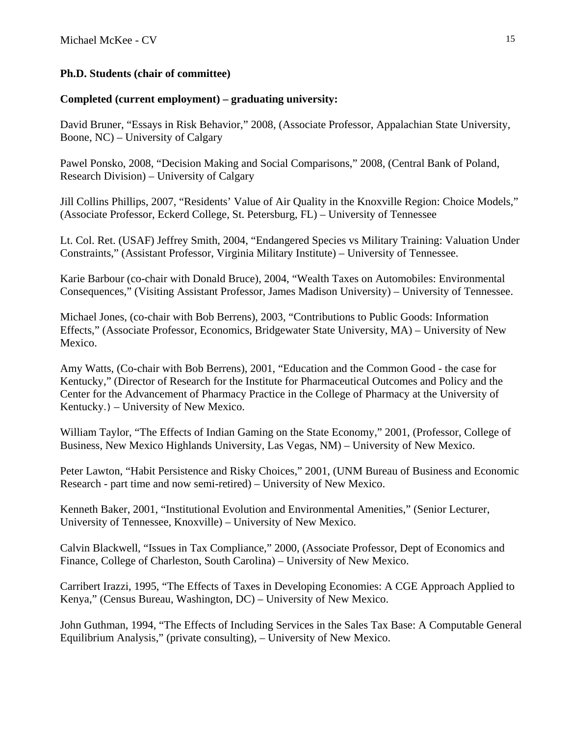**Ph.D. Students (chair of committee)**

**Completed (current employment) – graduating university:**

David Bruner, "Essays in Risk Behavior," 2008, (Associate Professor, Appalachian State University, Boone, NC) – University of Calgary

Pawel Ponsko, 2008, "Decision Making and Social Comparisons," 2008, (Central Bank of Poland, Research Division) – University of Calgary

Jill Collins Phillips, 2007, "Residents' Value of Air Quality in the Knoxville Region: Choice Models," (Associate Professor, Eckerd College, St. Petersburg, FL) – University of Tennessee

Lt. Col. Ret. (USAF) Jeffrey Smith, 2004, "Endangered Species vs Military Training: Valuation Under Constraints," (Assistant Professor, Virginia Military Institute) – University of Tennessee.

Karie Barbour (co-chair with Donald Bruce), 2004, "Wealth Taxes on Automobiles: Environmental Consequences," (Visiting Assistant Professor, James Madison University) – University of Tennessee.

Michael Jones, (co-chair with Bob Berrens), 2003, "Contributions to Public Goods: Information Effects," (Associate Professor, Economics, Bridgewater State University, MA) – University of New Mexico.

Amy Watts, (Co-chair with Bob Berrens), 2001, "Education and the Common Good - the case for Kentucky," (Director of Research for the Institute for Pharmaceutical Outcomes and Policy and the Center for the Advancement of Pharmacy Practice in the College of Pharmacy at the University of Kentucky.) – University of New Mexico.

William Taylor, "The Effects of Indian Gaming on the State Economy," 2001, (Professor, College of Business, New Mexico Highlands University, Las Vegas, NM) – University of New Mexico.

Peter Lawton, "Habit Persistence and Risky Choices," 2001, (UNM Bureau of Business and Economic Research - part time and now semi-retired) – University of New Mexico.

Kenneth Baker, 2001, "Institutional Evolution and Environmental Amenities," (Senior Lecturer, University of Tennessee, Knoxville) – University of New Mexico.

Calvin Blackwell, "Issues in Tax Compliance," 2000, (Associate Professor, Dept of Economics and Finance, College of Charleston, South Carolina) – University of New Mexico.

Carribert Irazzi, 1995, "The Effects of Taxes in Developing Economies: A CGE Approach Applied to Kenya," (Census Bureau, Washington, DC) – University of New Mexico.

John Guthman, 1994, "The Effects of Including Services in the Sales Tax Base: A Computable General Equilibrium Analysis," (private consulting), – University of New Mexico.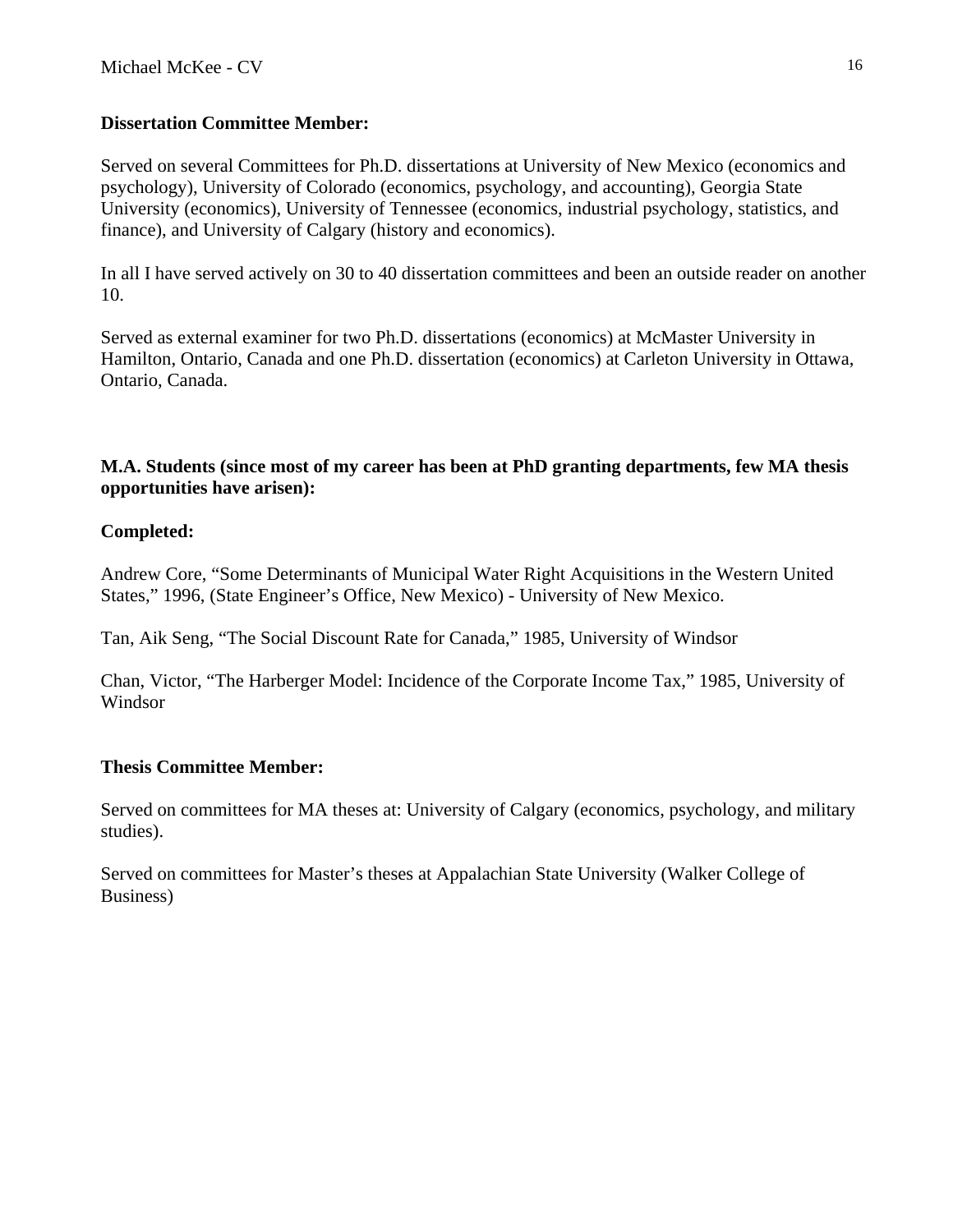**Dissertation Committee Member:**

Served on several Committees for Ph.D. dissertations at University of New Mexico (economics and psychology), University of Colorado (economics, psychology, and accounting), Georgia State University (economics), University of Tennessee (economics, industrial psychology, statistics, and finance), and University of Calgary (history and economics).

In all I have served actively on 30 to 40 dissertation committees and been an outside reader on another 10.

Served as external examiner for two Ph.D. dissertations (economics) at McMaster University in Hamilton, Ontario, Canada and one Ph.D. dissertation (economics) at Carleton University in Ottawa, Ontario, Canada.

**M.A. Students (since most of my career has been at PhD granting departments, few MA thesis opportunities have arisen):**

**Completed:**

Andrew Core, "Some Determinants of Municipal Water Right Acquisitions in the Western United States," 1996, (State Engineer's Office, New Mexico) - University of New Mexico.

Tan, Aik Seng, "The Social Discount Rate for Canada," 1985, University of Windsor

Chan, Victor, "The Harberger Model: Incidence of the Corporate Income Tax," 1985, University of Windsor

**Thesis Committee Member:**

Served on committees for MA theses at: University of Calgary (economics, psychology, and military studies).

Served on committees for Master's theses at Appalachian State University (Walker College of Business)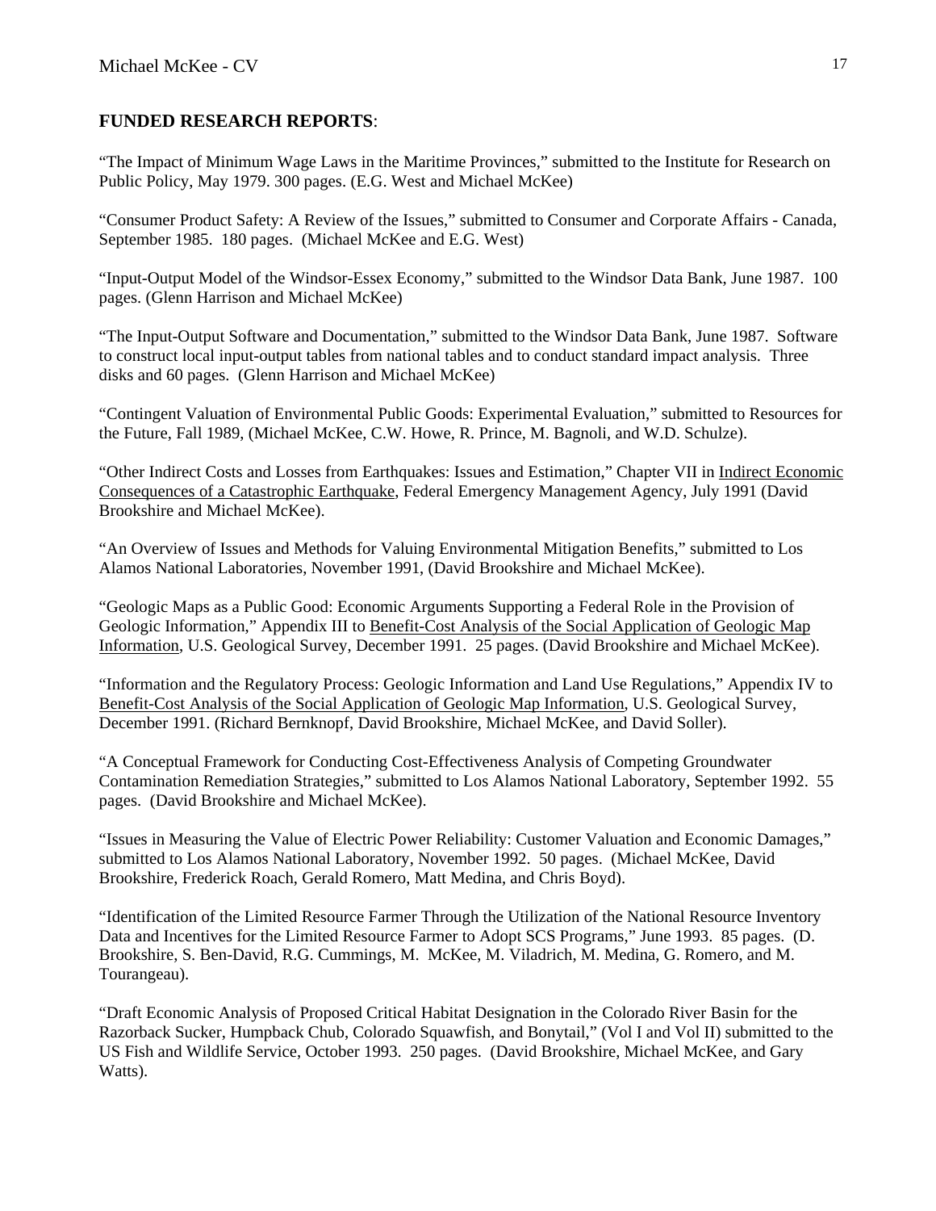**FUNDED RESEARCH REPORTS**:

"The Impact of Minimum Wage Laws in the Maritime Provinces," submitted to the Institute for Research on Public Policy, May 1979. 300 pages. (E.G. West and Michael McKee)

"Consumer Product Safety: A Review of the Issues," submitted to Consumer and Corporate Affairs - Canada, September 1985. 180 pages. (Michael McKee and E.G. West)

"Input-Output Model of the Windsor-Essex Economy," submitted to the Windsor Data Bank, June 1987. 100 pages. (Glenn Harrison and Michael McKee)

"The Input-Output Software and Documentation," submitted to the Windsor Data Bank, June 1987. Software to construct local input-output tables from national tables and to conduct standard impact analysis. Three disks and 60 pages. (Glenn Harrison and Michael McKee)

"Contingent Valuation of Environmental Public Goods: Experimental Evaluation," submitted to Resources for the Future, Fall 1989, (Michael McKee, C.W. Howe, R. Prince, M. Bagnoli, and W.D. Schulze).

"Other Indirect Costs and Losses from Earthquakes: Issues and Estimation," Chapter VII in Indirect Economic Consequences of a Catastrophic Earthquake, Federal Emergency Management Agency, July 1991 (David Brookshire and Michael McKee).

"An Overview of Issues and Methods for Valuing Environmental Mitigation Benefits," submitted to Los Alamos National Laboratories, November 1991, (David Brookshire and Michael McKee).

"Geologic Maps as a Public Good: Economic Arguments Supporting a Federal Role in the Provision of Geologic Information," Appendix III to Benefit-Cost Analysis of the Social Application of Geologic Map Information, U.S. Geological Survey, December 1991. 25 pages. (David Brookshire and Michael McKee).

"Information and the Regulatory Process: Geologic Information and Land Use Regulations," Appendix IV to Benefit-Cost Analysis of the Social Application of Geologic Map Information, U.S. Geological Survey, December 1991. (Richard Bernknopf, David Brookshire, Michael McKee, and David Soller).

"A Conceptual Framework for Conducting Cost-Effectiveness Analysis of Competing Groundwater Contamination Remediation Strategies," submitted to Los Alamos National Laboratory, September 1992. 55 pages. (David Brookshire and Michael McKee).

"Issues in Measuring the Value of Electric Power Reliability: Customer Valuation and Economic Damages," submitted to Los Alamos National Laboratory, November 1992. 50 pages. (Michael McKee, David Brookshire, Frederick Roach, Gerald Romero, Matt Medina, and Chris Boyd).

"Identification of the Limited Resource Farmer Through the Utilization of the National Resource Inventory Data and Incentives for the Limited Resource Farmer to Adopt SCS Programs," June 1993. 85 pages. (D. Brookshire, S. Ben-David, R.G. Cummings, M. McKee, M. Viladrich, M. Medina, G. Romero, and M. Tourangeau).

"Draft Economic Analysis of Proposed Critical Habitat Designation in the Colorado River Basin for the Razorback Sucker, Humpback Chub, Colorado Squawfish, and Bonytail," (Vol I and Vol II) submitted to the US Fish and Wildlife Service, October 1993. 250 pages. (David Brookshire, Michael McKee, and Gary Watts).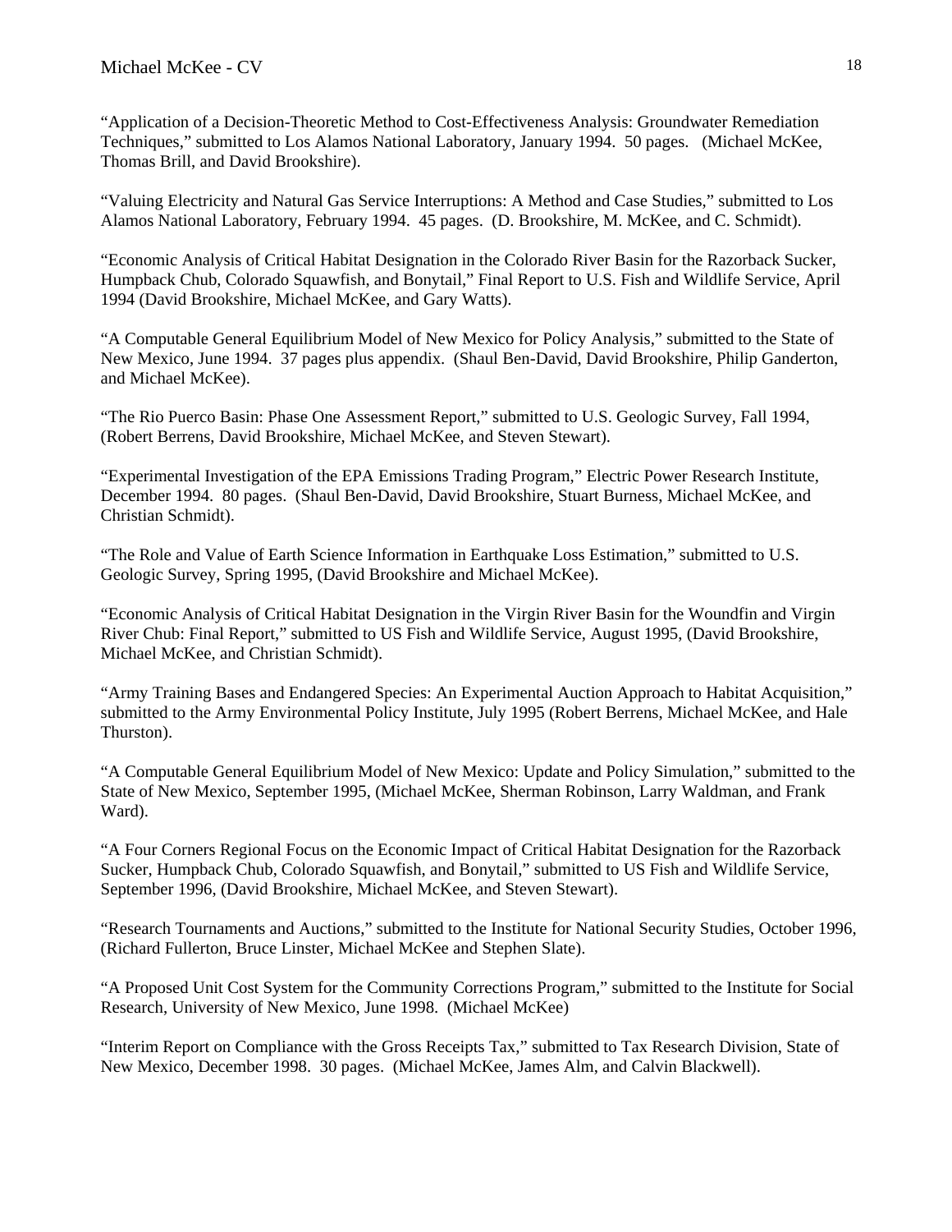"Application of a Decision-Theoretic Method to Cost-Effectiveness Analysis: Groundwater Remediation Techniques," submitted to Los Alamos National Laboratory, January 1994. 50 pages. (Michael McKee, Thomas Brill, and David Brookshire).

"Valuing Electricity and Natural Gas Service Interruptions: A Method and Case Studies," submitted to Los Alamos National Laboratory, February 1994. 45 pages. (D. Brookshire, M. McKee, and C. Schmidt).

"Economic Analysis of Critical Habitat Designation in the Colorado River Basin for the Razorback Sucker, Humpback Chub, Colorado Squawfish, and Bonytail," Final Report to U.S. Fish and Wildlife Service, April 1994 (David Brookshire, Michael McKee, and Gary Watts).

"A Computable General Equilibrium Model of New Mexico for Policy Analysis," submitted to the State of New Mexico, June 1994. 37 pages plus appendix. (Shaul Ben-David, David Brookshire, Philip Ganderton, and Michael McKee).

"The Rio Puerco Basin: Phase One Assessment Report," submitted to U.S. Geologic Survey, Fall 1994, (Robert Berrens, David Brookshire, Michael McKee, and Steven Stewart).

"Experimental Investigation of the EPA Emissions Trading Program," Electric Power Research Institute, December 1994. 80 pages. (Shaul Ben-David, David Brookshire, Stuart Burness, Michael McKee, and Christian Schmidt).

"The Role and Value of Earth Science Information in Earthquake Loss Estimation," submitted to U.S. Geologic Survey, Spring 1995, (David Brookshire and Michael McKee).

"Economic Analysis of Critical Habitat Designation in the Virgin River Basin for the Woundfin and Virgin River Chub: Final Report," submitted to US Fish and Wildlife Service, August 1995, (David Brookshire, Michael McKee, and Christian Schmidt).

"Army Training Bases and Endangered Species: An Experimental Auction Approach to Habitat Acquisition," submitted to the Army Environmental Policy Institute, July 1995 (Robert Berrens, Michael McKee, and Hale Thurston).

"A Computable General Equilibrium Model of New Mexico: Update and Policy Simulation," submitted to the State of New Mexico, September 1995, (Michael McKee, Sherman Robinson, Larry Waldman, and Frank Ward).

"A Four Corners Regional Focus on the Economic Impact of Critical Habitat Designation for the Razorback Sucker, Humpback Chub, Colorado Squawfish, and Bonytail," submitted to US Fish and Wildlife Service, September 1996, (David Brookshire, Michael McKee, and Steven Stewart).

"Research Tournaments and Auctions," submitted to the Institute for National Security Studies, October 1996, (Richard Fullerton, Bruce Linster, Michael McKee and Stephen Slate).

"A Proposed Unit Cost System for the Community Corrections Program," submitted to the Institute for Social Research, University of New Mexico, June 1998. (Michael McKee)

"Interim Report on Compliance with the Gross Receipts Tax," submitted to Tax Research Division, State of New Mexico, December 1998. 30 pages. (Michael McKee, James Alm, and Calvin Blackwell).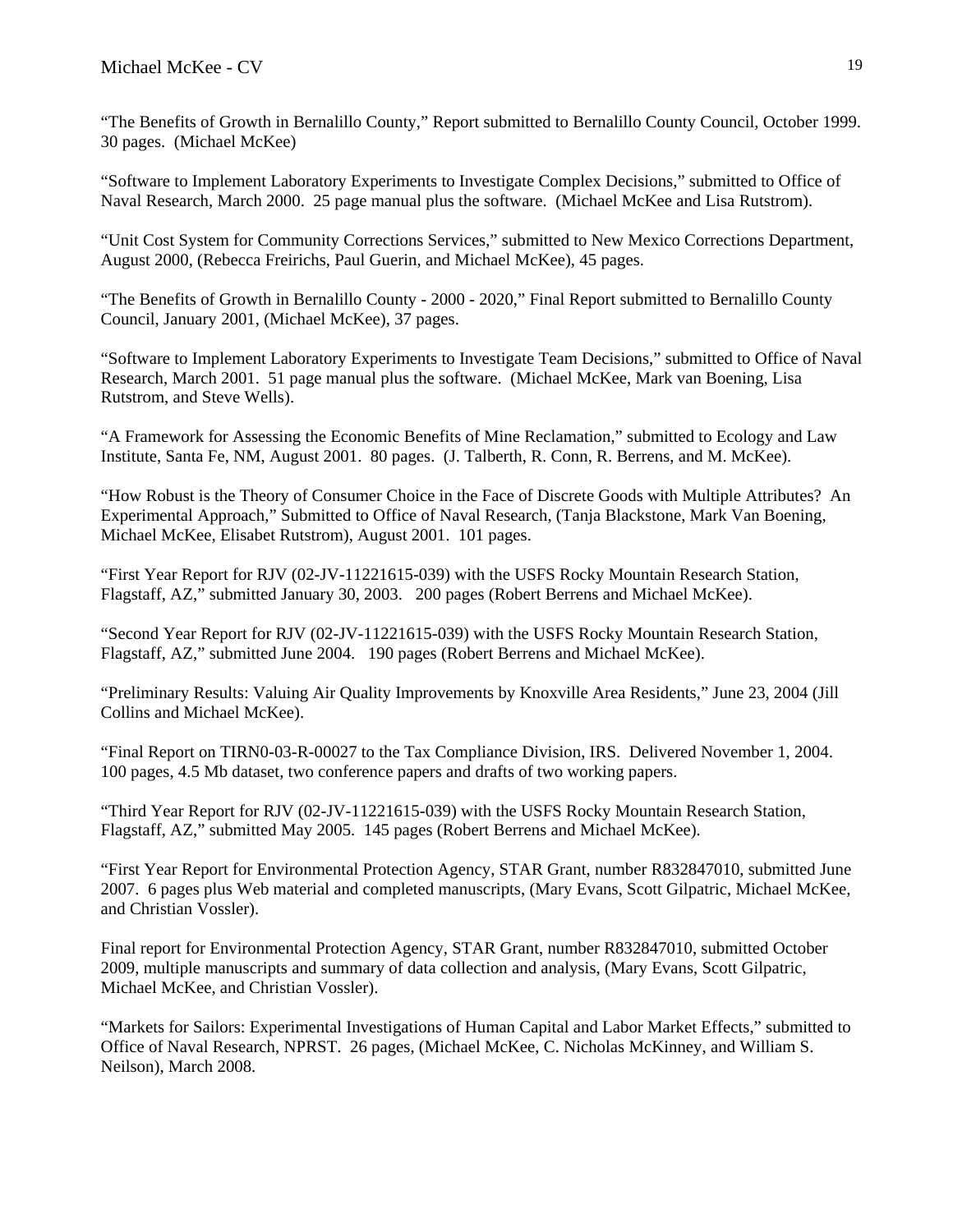“The Benefits of Growth in Bernalillo County,” Report submitted to Bernalillo County Council, October 1999. 30 pages. (Michael McKee)

“Software to Implement Laboratory Experiments to Investigate Complex Decisions,” submitted to Office of Naval Research, March 2000. 25 page manual plus the software. (Michael McKee and Lisa Rutstrom).

“Unit Cost System for Community Corrections Services,” submitted to New Mexico Corrections Department, August 2000, (Rebecca Freirichs, Paul Guerin, and Michael McKee), 45 pages.

“The Benefits of Growth in Bernalillo County - 2000 - 2020,” Final Report submitted to Bernalillo County Council, January 2001, (Michael McKee), 37 pages.

“Software to Implement Laboratory Experiments to Investigate Team Decisions,” submitted to Office of Naval Research, March 2001. 51 page manual plus the software. (Michael McKee, Mark van Boening, Lisa Rutstrom, and Steve Wells).

“A Framework for Assessing the Economic Benefits of Mine Reclamation,” submitted to Ecology and Law Institute, Santa Fe, NM, August 2001. 80 pages. (J. Talberth, R. Conn, R. Berrens, and M. McKee).

“How Robust is the Theory of Consumer Choice in the Face of Discrete Goods with Multiple Attributes? An Experimental Approach,” Submitted to Office of Naval Research, (Tanja Blackstone, Mark Van Boening, Michael McKee, Elisabet Rutstrom), August 2001. 101 pages.

“First Year Report for RJV (02-JV-11221615-039) with the USFS Rocky Mountain Research Station, Flagstaff, AZ,” submitted January 30, 2003. 200 pages (Robert Berrens and Michael McKee).

“Second Year Report for RJV (02-JV-11221615-039) with the USFS Rocky Mountain Research Station, Flagstaff, AZ,” submitted June 2004. 190 pages (Robert Berrens and Michael McKee).

“Preliminary Results: Valuing Air Quality Improvements by Knoxville Area Residents,” June 23, 2004 (Jill Collins and Michael McKee).

“Final Report on TIRN0-03-R-00027 to the Tax Compliance Division, IRS. Delivered November 1, 2004. 100 pages, 4.5 Mb dataset, two conference papers and drafts of two working papers.

“Third Year Report for RJV (02-JV-11221615-039) with the USFS Rocky Mountain Research Station, Flagstaff, AZ,” submitted May 2005. 145 pages (Robert Berrens and Michael McKee).

“First Year Report for Environmental Protection Agency, STAR Grant, number R832847010, submitted June 2007. 6 pages plus Web material and completed manuscripts, (Mary Evans, Scott Gilpatric, Michael McKee, and Christian Vossler).

Final report for Environmental Protection Agency, STAR Grant, number R832847010, submitted October 2009, multiple manuscripts and summary of data collection and analysis, (Mary Evans, Scott Gilpatric, Michael McKee, and Christian Vossler).

“Markets for Sailors: Experimental Investigations of Human Capital and Labor Market Effects,” submitted to Office of Naval Research, NPRST. 26 pages, (Michael McKee, C. Nicholas McKinney, and William S. Neilson), March 2008.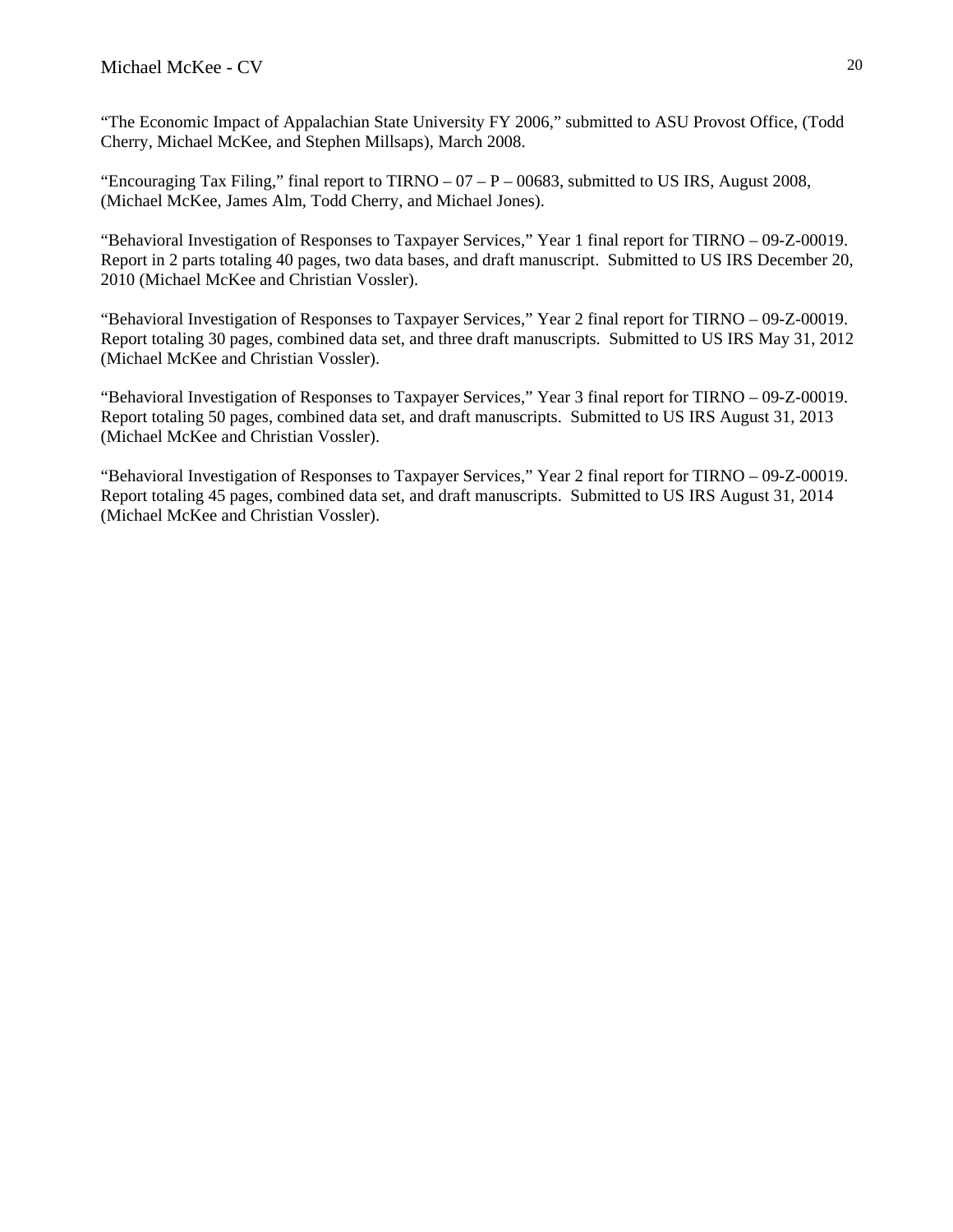"The Economic Impact of Appalachian State University FY 2006," submitted to ASU Provost Office, (Todd Cherry, Michael McKee, and Stephen Millsaps), March 2008.

"Encouraging Tax Filing," final report to TIRNO – 07 – P – 00683, submitted to US IRS, August 2008, (Michael McKee, James Alm, Todd Cherry, and Michael Jones).

"Behavioral Investigation of Responses to Taxpayer Services," Year 1 final report for TIRNO – 09-Z-00019. Report in 2 parts totaling 40 pages, two data bases, and draft manuscript. Submitted to US IRS December 20, 2010 (Michael McKee and Christian Vossler).

"Behavioral Investigation of Responses to Taxpayer Services," Year 2 final report for TIRNO – 09-Z-00019. Report totaling 30 pages, combined data set, and three draft manuscripts. Submitted to US IRS May 31, 2012 (Michael McKee and Christian Vossler).

"Behavioral Investigation of Responses to Taxpayer Services," Year 3 final report for TIRNO – 09-Z-00019. Report totaling 50 pages, combined data set, and draft manuscripts. Submitted to US IRS August 31, 2013 (Michael McKee and Christian Vossler).

"Behavioral Investigation of Responses to Taxpayer Services," Year 2 final report for TIRNO – 09-Z-00019. Report totaling 45 pages, combined data set, and draft manuscripts. Submitted to US IRS August 31, 2014 (Michael McKee and Christian Vossler).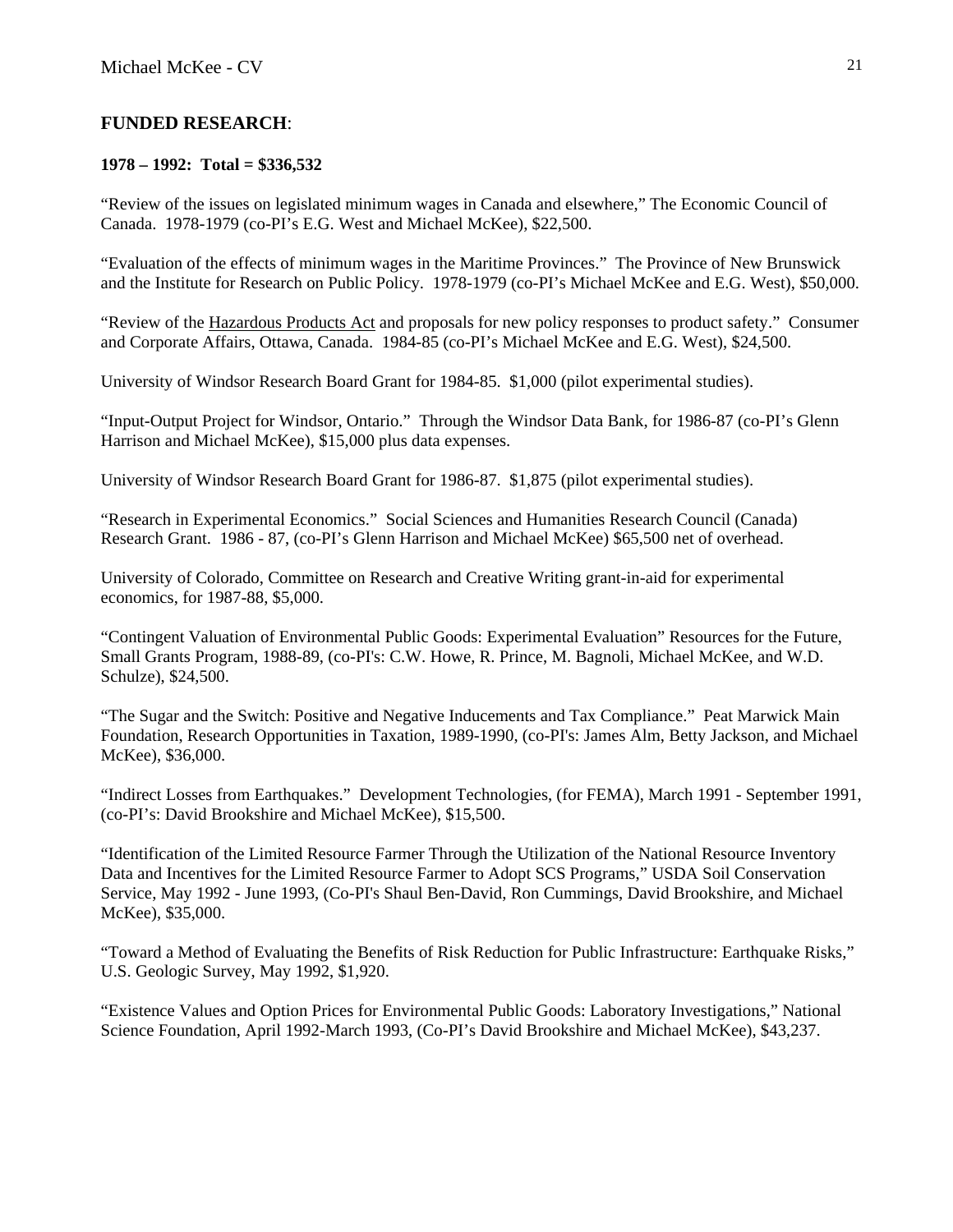## FUNDED RESEARCH:

**1978 – 1992: Total = $336,532**

"Review of the issues on legislated minimum wages in Canada and elsewhere," The Economic Council of Canada. 1978-1979 (co-PI's E.G. West and Michael McKee), $22,500.

"Evaluation of the effects of minimum wages in the Maritime Provinces." The Province of New Brunswick and the Institute for Research on Public Policy. 1978-1979 (co-PI's Michael McKee and E.G. West), $50,000.

"Review of the <u>Hazardous Products Act</u> and proposals for new policy responses to product safety." Consumer and Corporate Affairs, Ottawa, Canada. 1984-85 (co-PI's Michael McKee and E.G. West), $24,500.

University of Windsor Research Board Grant for 1984-85. $1,000 (pilot experimental studies).

"Input-Output Project for Windsor, Ontario." Through the Windsor Data Bank, for 1986-87 (co-PI's Glenn Harrison and Michael McKee), $15,000 plus data expenses.

University of Windsor Research Board Grant for 1986-87. $1,875 (pilot experimental studies).

"Research in Experimental Economics." Social Sciences and Humanities Research Council (Canada) Research Grant. 1986 - 87, (co-PI's Glenn Harrison and Michael McKee) $65,500 net of overhead.

University of Colorado, Committee on Research and Creative Writing grant-in-aid for experimental economics, for 1987-88, $5,000.

"Contingent Valuation of Environmental Public Goods: Experimental Evaluation" Resources for the Future, Small Grants Program, 1988-89, (co-PI's: C.W. Howe, R. Prince, M. Bagnoli, Michael McKee, and W.D. Schulze), $24,500.

"The Sugar and the Switch: Positive and Negative Inducements and Tax Compliance." Peat Marwick Main Foundation, Research Opportunities in Taxation, 1989-1990, (co-PI's: James Alm, Betty Jackson, and Michael McKee), $36,000.

"Indirect Losses from Earthquakes." Development Technologies, (for FEMA), March 1991 - September 1991, (co-PI's: David Brookshire and Michael McKee), $15,500.

"Identification of the Limited Resource Farmer Through the Utilization of the National Resource Inventory Data and Incentives for the Limited Resource Farmer to Adopt SCS Programs," USDA Soil Conservation Service, May 1992 - June 1993, (Co-PI's Shaul Ben-David, Ron Cummings, David Brookshire, and Michael McKee), $35,000.

"Toward a Method of Evaluating the Benefits of Risk Reduction for Public Infrastructure: Earthquake Risks," U.S. Geologic Survey, May 1992, $1,920.

"Existence Values and Option Prices for Environmental Public Goods: Laboratory Investigations," National Science Foundation, April 1992-March 1993, (Co-PI's David Brookshire and Michael McKee), $43,237.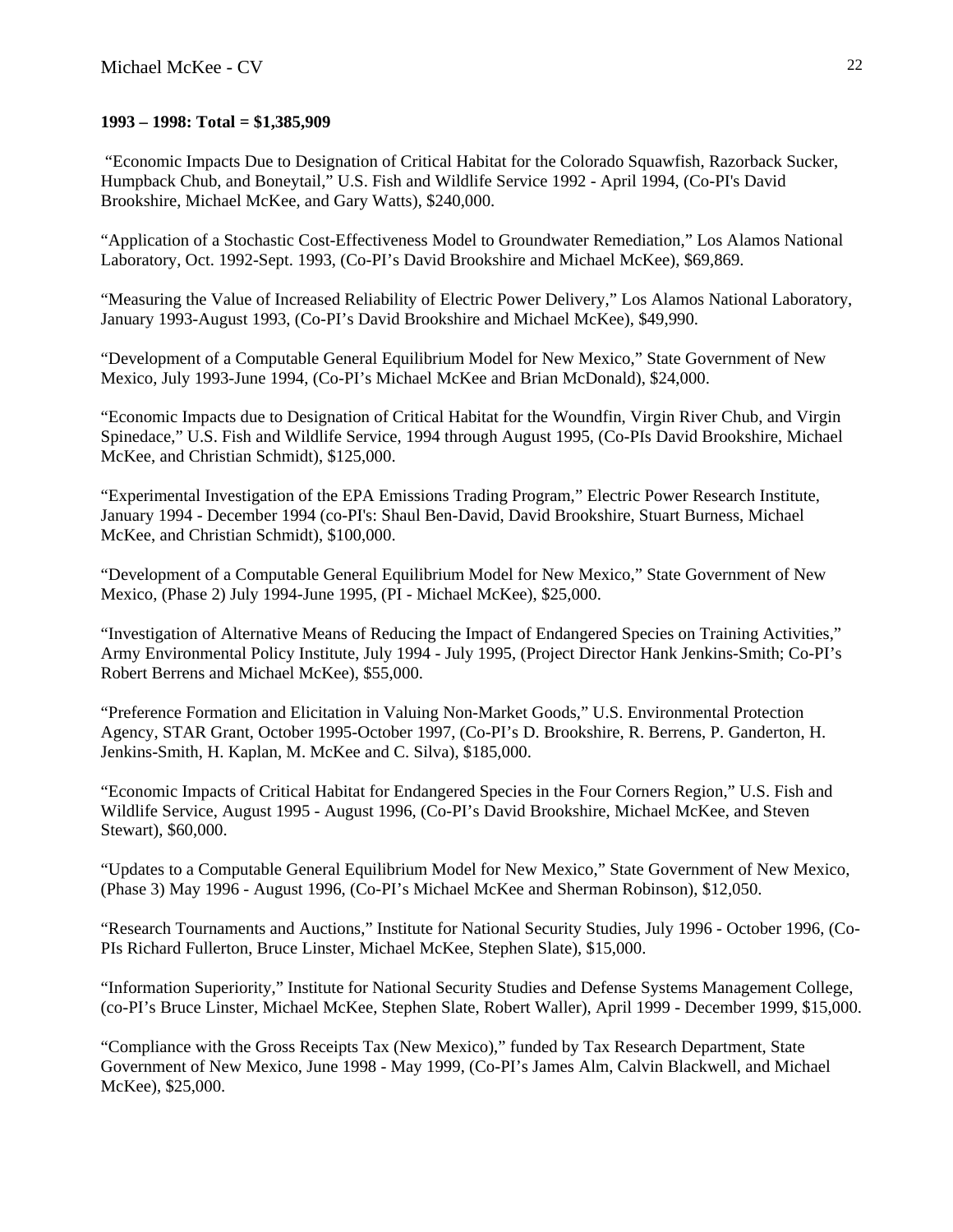**1993 – 1998: Total = $1,385,909**

"Economic Impacts Due to Designation of Critical Habitat for the Colorado Squawfish, Razorback Sucker, Humpback Chub, and Boneytail," U.S. Fish and Wildlife Service 1992 - April 1994, (Co-PI's David Brookshire, Michael McKee, and Gary Watts), $240,000.

"Application of a Stochastic Cost-Effectiveness Model to Groundwater Remediation," Los Alamos National Laboratory, Oct. 1992-Sept. 1993, (Co-PI's David Brookshire and Michael McKee), $69,869.

"Measuring the Value of Increased Reliability of Electric Power Delivery," Los Alamos National Laboratory, January 1993-August 1993, (Co-PI's David Brookshire and Michael McKee), $49,990.

"Development of a Computable General Equilibrium Model for New Mexico," State Government of New Mexico, July 1993-June 1994, (Co-PI's Michael McKee and Brian McDonald), $24,000.

"Economic Impacts due to Designation of Critical Habitat for the Woundfin, Virgin River Chub, and Virgin Spinedace," U.S. Fish and Wildlife Service, 1994 through August 1995, (Co-PIs David Brookshire, Michael McKee, and Christian Schmidt), $125,000.

"Experimental Investigation of the EPA Emissions Trading Program," Electric Power Research Institute, January 1994 - December 1994 (co-PI's: Shaul Ben-David, David Brookshire, Stuart Burness, Michael McKee, and Christian Schmidt), $100,000.

"Development of a Computable General Equilibrium Model for New Mexico," State Government of New Mexico, (Phase 2) July 1994-June 1995, (PI - Michael McKee), $25,000.

"Investigation of Alternative Means of Reducing the Impact of Endangered Species on Training Activities," Army Environmental Policy Institute, July 1994 - July 1995, (Project Director Hank Jenkins-Smith; Co-PI's Robert Berrens and Michael McKee), $55,000.

"Preference Formation and Elicitation in Valuing Non-Market Goods," U.S. Environmental Protection Agency, STAR Grant, October 1995-October 1997, (Co-PI's D. Brookshire, R. Berrens, P. Ganderton, H. Jenkins-Smith, H. Kaplan, M. McKee and C. Silva), $185,000.

"Economic Impacts of Critical Habitat for Endangered Species in the Four Corners Region," U.S. Fish and Wildlife Service, August 1995 - August 1996, (Co-PI's David Brookshire, Michael McKee, and Steven Stewart), $60,000.

"Updates to a Computable General Equilibrium Model for New Mexico," State Government of New Mexico, (Phase 3) May 1996 - August 1996, (Co-PI's Michael McKee and Sherman Robinson), $12,050.

"Research Tournaments and Auctions," Institute for National Security Studies, July 1996 - October 1996, (Co-PIs Richard Fullerton, Bruce Linster, Michael McKee, Stephen Slate), $15,000.

"Information Superiority," Institute for National Security Studies and Defense Systems Management College, (co-PI's Bruce Linster, Michael McKee, Stephen Slate, Robert Waller), April 1999 - December 1999, $15,000.

"Compliance with the Gross Receipts Tax (New Mexico)," funded by Tax Research Department, State Government of New Mexico, June 1998 - May 1999, (Co-PI's James Alm, Calvin Blackwell, and Michael McKee), $25,000.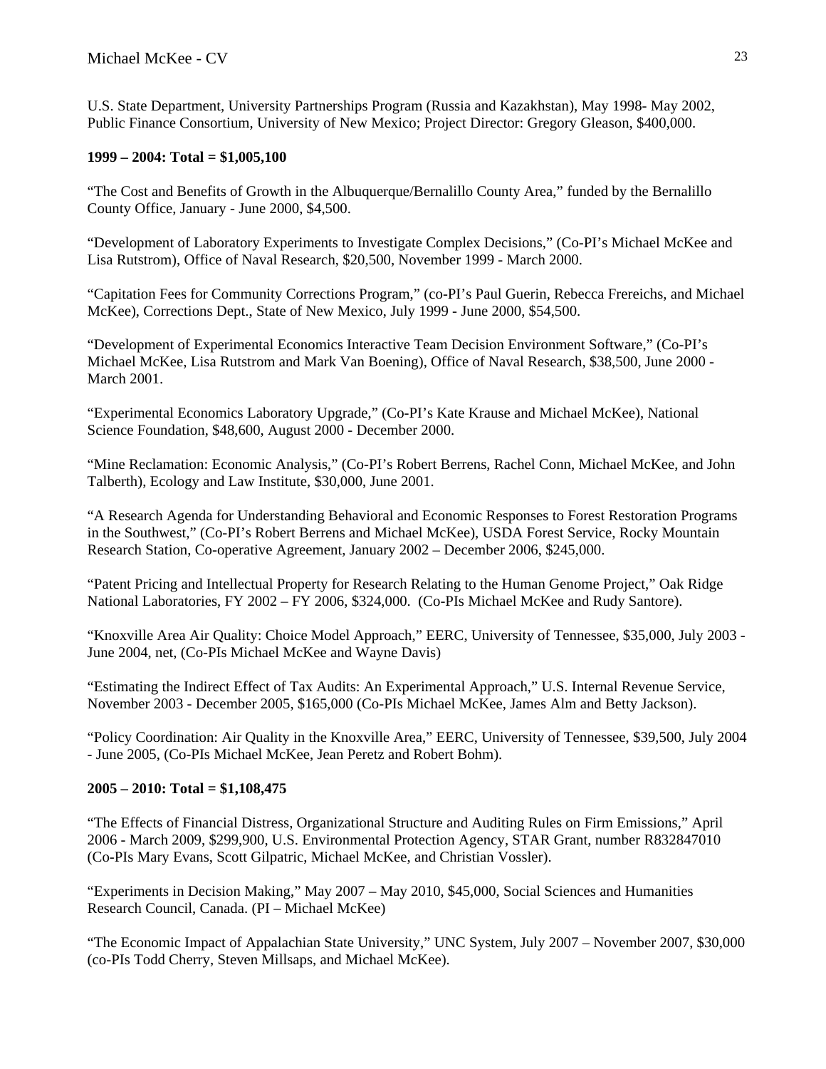U.S. State Department, University Partnerships Program (Russia and Kazakhstan), May 1998- May 2002, Public Finance Consortium, University of New Mexico; Project Director: Gregory Gleason, $400,000.

**1999 – 2004: Total = $1,005,100**

"The Cost and Benefits of Growth in the Albuquerque/Bernalillo County Area," funded by the Bernalillo County Office, January - June 2000, $4,500.

"Development of Laboratory Experiments to Investigate Complex Decisions," (Co-PI's Michael McKee and Lisa Rutstrom), Office of Naval Research, $20,500, November 1999 - March 2000.

"Capitation Fees for Community Corrections Program," (co-PI's Paul Guerin, Rebecca Frereichs, and Michael McKee), Corrections Dept., State of New Mexico, July 1999 - June 2000, $54,500.

"Development of Experimental Economics Interactive Team Decision Environment Software," (Co-PI's Michael McKee, Lisa Rutstrom and Mark Van Boening), Office of Naval Research, $38,500, June 2000 - March 2001.

"Experimental Economics Laboratory Upgrade," (Co-PI's Kate Krause and Michael McKee), National Science Foundation, $48,600, August 2000 - December 2000.

"Mine Reclamation: Economic Analysis," (Co-PI's Robert Berrens, Rachel Conn, Michael McKee, and John Talberth), Ecology and Law Institute, $30,000, June 2001.

"A Research Agenda for Understanding Behavioral and Economic Responses to Forest Restoration Programs in the Southwest," (Co-PI's Robert Berrens and Michael McKee), USDA Forest Service, Rocky Mountain Research Station, Co-operative Agreement, January 2002 – December 2006, $245,000.

"Patent Pricing and Intellectual Property for Research Relating to the Human Genome Project," Oak Ridge National Laboratories, FY 2002 – FY 2006, $324,000. (Co-PIs Michael McKee and Rudy Santore).

"Knoxville Area Air Quality: Choice Model Approach," EERC, University of Tennessee, $35,000, July 2003 - June 2004, net, (Co-PIs Michael McKee and Wayne Davis)

"Estimating the Indirect Effect of Tax Audits: An Experimental Approach," U.S. Internal Revenue Service, November 2003 - December 2005, $165,000 (Co-PIs Michael McKee, James Alm and Betty Jackson).

"Policy Coordination: Air Quality in the Knoxville Area," EERC, University of Tennessee, $39,500, July 2004 - June 2005, (Co-PIs Michael McKee, Jean Peretz and Robert Bohm).

**2005 – 2010: Total = $1,108,475**

"The Effects of Financial Distress, Organizational Structure and Auditing Rules on Firm Emissions," April 2006 - March 2009, $299,900, U.S. Environmental Protection Agency, STAR Grant, number R832847010 (Co-PIs Mary Evans, Scott Gilpatric, Michael McKee, and Christian Vossler).

"Experiments in Decision Making," May 2007 – May 2010, $45,000, Social Sciences and Humanities Research Council, Canada. (PI – Michael McKee)

"The Economic Impact of Appalachian State University," UNC System, July 2007 – November 2007, $30,000 (co-PIs Todd Cherry, Steven Millsaps, and Michael McKee).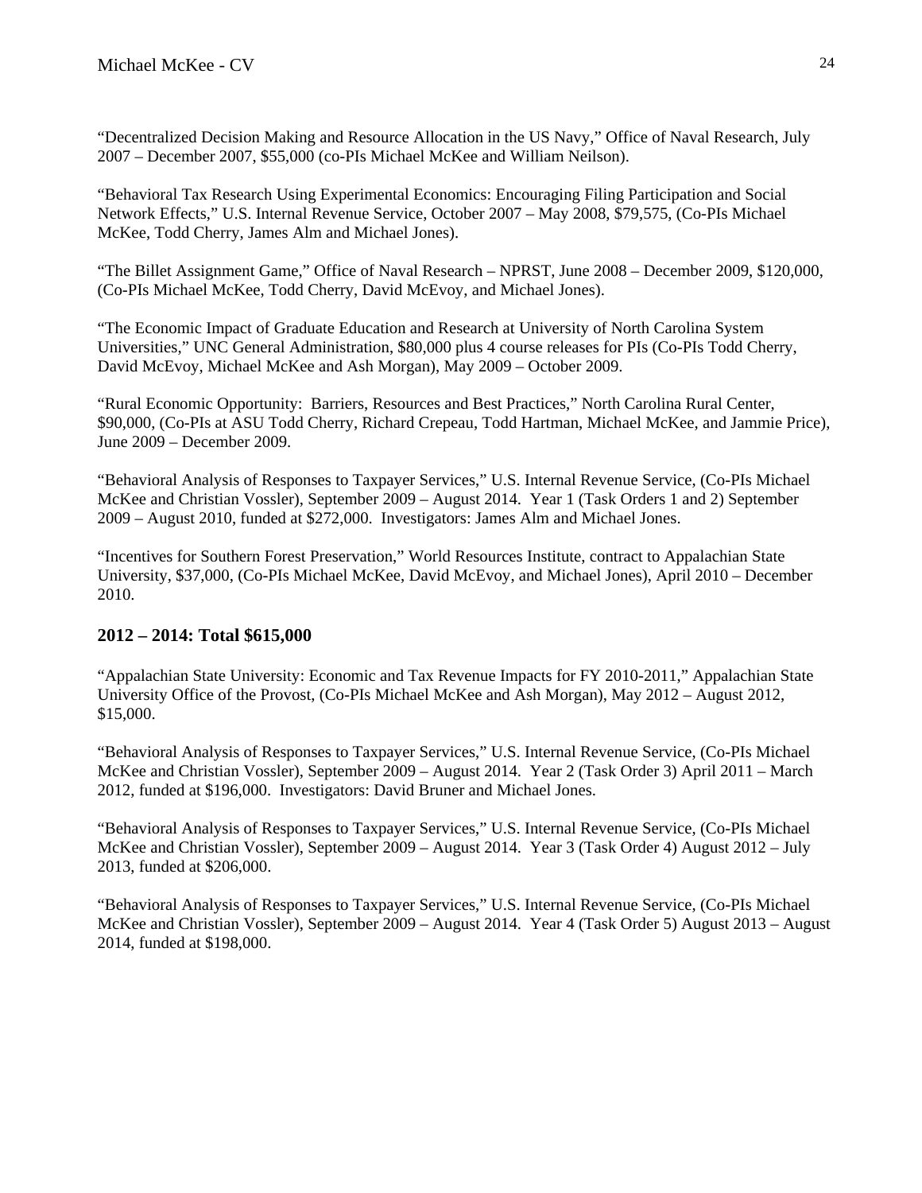"Decentralized Decision Making and Resource Allocation in the US Navy," Office of Naval Research, July 2007 – December 2007, $55,000 (co-PIs Michael McKee and William Neilson).

"Behavioral Tax Research Using Experimental Economics: Encouraging Filing Participation and Social Network Effects," U.S. Internal Revenue Service, October 2007 – May 2008, $79,575, (Co-PIs Michael McKee, Todd Cherry, James Alm and Michael Jones).

"The Billet Assignment Game," Office of Naval Research – NPRST, June 2008 – December 2009, $120,000, (Co-PIs Michael McKee, Todd Cherry, David McEvoy, and Michael Jones).

"The Economic Impact of Graduate Education and Research at University of North Carolina System Universities," UNC General Administration, $80,000 plus 4 course releases for PIs (Co-PIs Todd Cherry, David McEvoy, Michael McKee and Ash Morgan), May 2009 – October 2009.

"Rural Economic Opportunity: Barriers, Resources and Best Practices," North Carolina Rural Center, $90,000, (Co-PIs at ASU Todd Cherry, Richard Crepeau, Todd Hartman, Michael McKee, and Jammie Price), June 2009 – December 2009.

"Behavioral Analysis of Responses to Taxpayer Services," U.S. Internal Revenue Service, (Co-PIs Michael McKee and Christian Vossler), September 2009 – August 2014. Year 1 (Task Orders 1 and 2) September 2009 – August 2010, funded at $272,000. Investigators: James Alm and Michael Jones.

"Incentives for Southern Forest Preservation," World Resources Institute, contract to Appalachian State University, $37,000, (Co-PIs Michael McKee, David McEvoy, and Michael Jones), April 2010 – December 2010.

### 2012 – 2014: Total $615,000

"Appalachian State University: Economic and Tax Revenue Impacts for FY 2010-2011," Appalachian State University Office of the Provost, (Co-PIs Michael McKee and Ash Morgan), May 2012 – August 2012, $15,000.

"Behavioral Analysis of Responses to Taxpayer Services," U.S. Internal Revenue Service, (Co-PIs Michael McKee and Christian Vossler), September 2009 – August 2014. Year 2 (Task Order 3) April 2011 – March 2012, funded at $196,000. Investigators: David Bruner and Michael Jones.

"Behavioral Analysis of Responses to Taxpayer Services," U.S. Internal Revenue Service, (Co-PIs Michael McKee and Christian Vossler), September 2009 – August 2014. Year 3 (Task Order 4) August 2012 – July 2013, funded at $206,000.

"Behavioral Analysis of Responses to Taxpayer Services," U.S. Internal Revenue Service, (Co-PIs Michael McKee and Christian Vossler), September 2009 – August 2014. Year 4 (Task Order 5) August 2013 – August 2014, funded at $198,000.